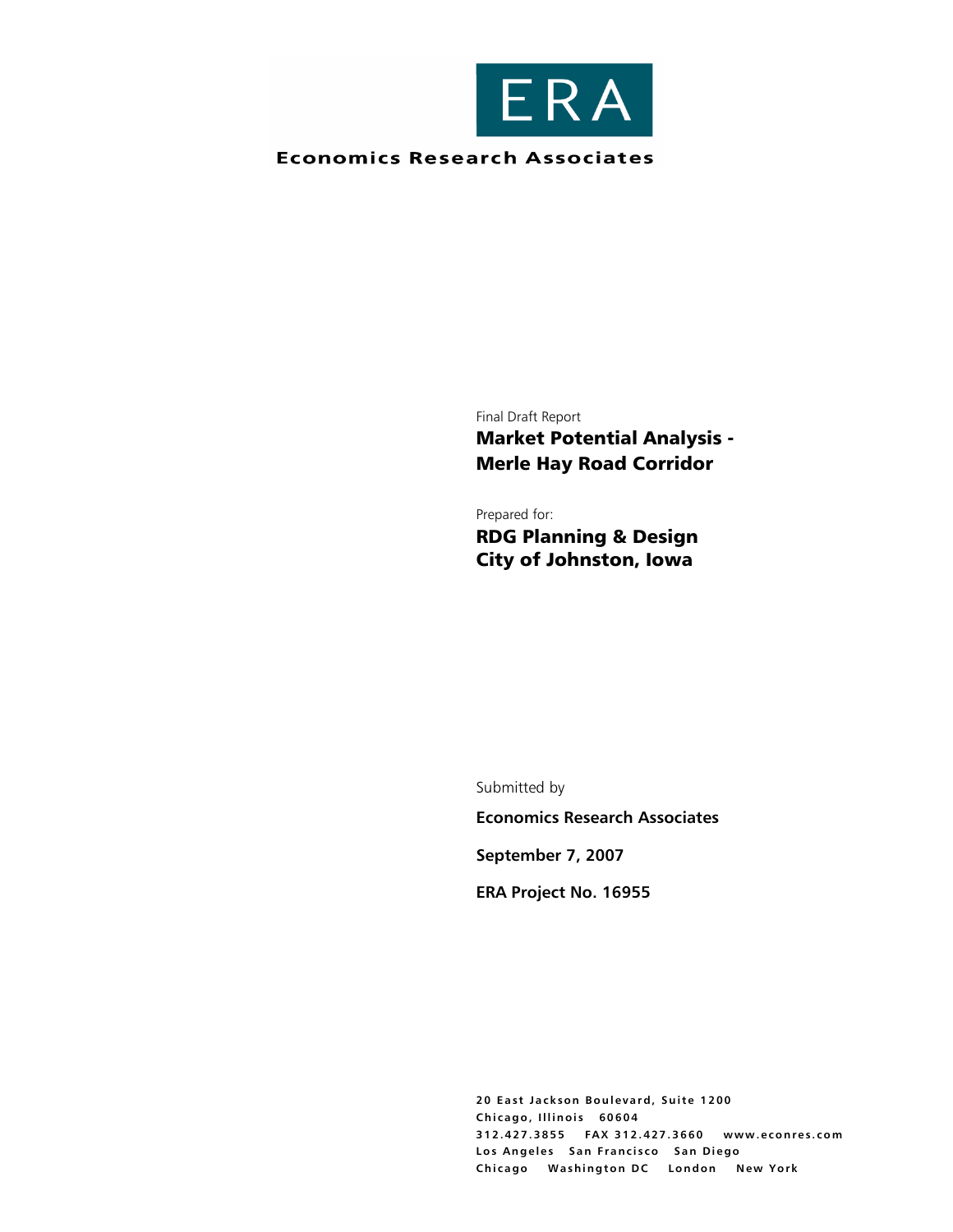ERA

**Economics Research Associates**

Final Draft Report

# Market Potential Analysis - Merle Hay Road Corridor

Prepared for:

**RDG Planning & Design**
**City of Johnston, Iowa**

Submitted by

**Economics Research Associates**

**September 7, 2007**

**ERA Project No. 16955**

**20 East Jackson Boulevard, Suite 1200**
**Chicago, Illinois 60604**
**312.427.3855 FAX 312.427.3660 www.econres.com**
**Los Angeles San Francisco San Diego**
**Chicago Washington DC London New York**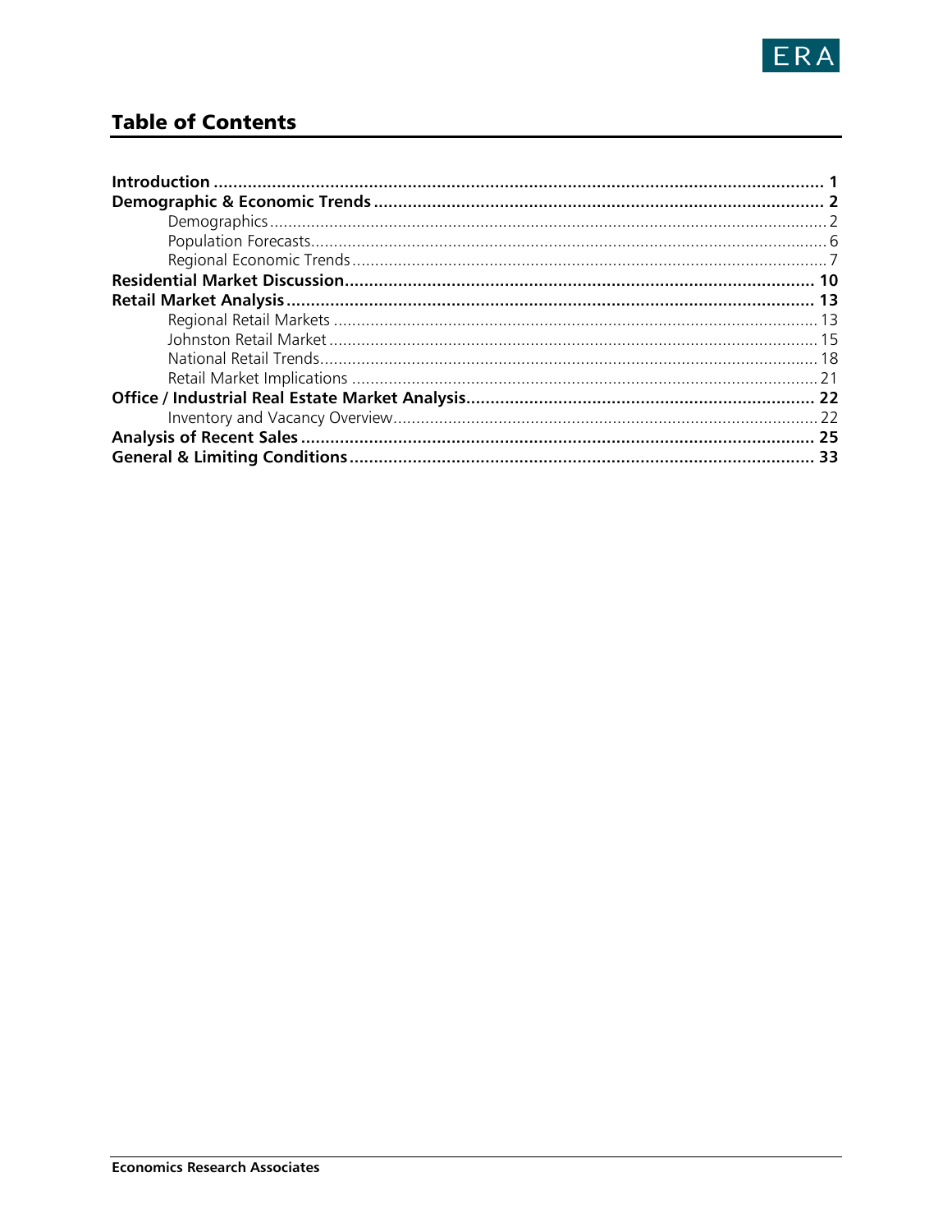# Table of Contents

| | |
|---|---|
| **Introduction** | **1** |
| **Demographic & Economic Trends** | **2** |
| Demographics | 2 |
| Population Forecasts | 6 |
| Regional Economic Trends | 7 |
| **Residential Market Discussion** | **10** |
| **Retail Market Analysis** | **13** |
| Regional Retail Markets | 13 |
| Johnston Retail Market | 15 |
| National Retail Trends | 18 |
| Retail Market Implications | 21 |
| **Office / Industrial Real Estate Market Analysis** | **22** |
| Inventory and Vacancy Overview | 22 |
| **Analysis of Recent Sales** | **25** |
| **General & Limiting Conditions** | **33** |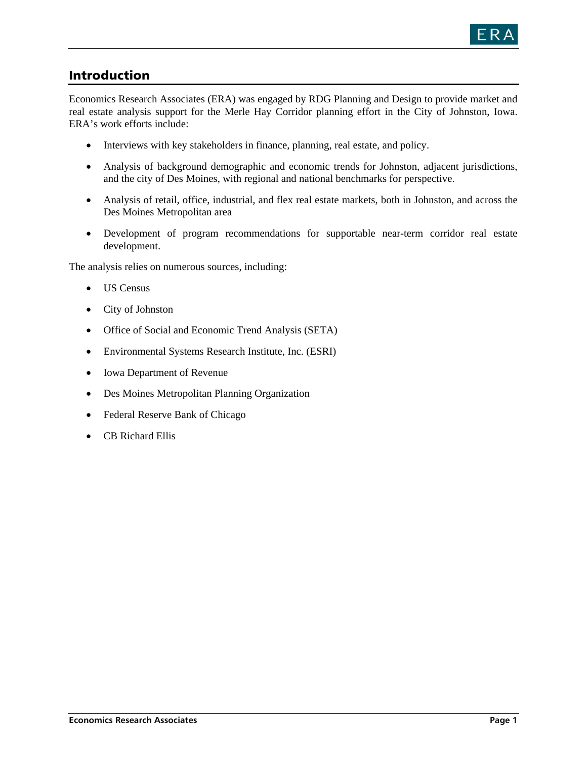## Introduction

Economics Research Associates (ERA) was engaged by RDG Planning and Design to provide market and real estate analysis support for the Merle Hay Corridor planning effort in the City of Johnston, Iowa. ERA's work efforts include:

- Interviews with key stakeholders in finance, planning, real estate, and policy.
- Analysis of background demographic and economic trends for Johnston, adjacent jurisdictions, and the city of Des Moines, with regional and national benchmarks for perspective.
- Analysis of retail, office, industrial, and flex real estate markets, both in Johnston, and across the Des Moines Metropolitan area
- Development of program recommendations for supportable near-term corridor real estate development.

The analysis relies on numerous sources, including:

- US Census
- City of Johnston
- Office of Social and Economic Trend Analysis (SETA)
- Environmental Systems Research Institute, Inc. (ESRI)
- Iowa Department of Revenue
- Des Moines Metropolitan Planning Organization
- Federal Reserve Bank of Chicago
- CB Richard Ellis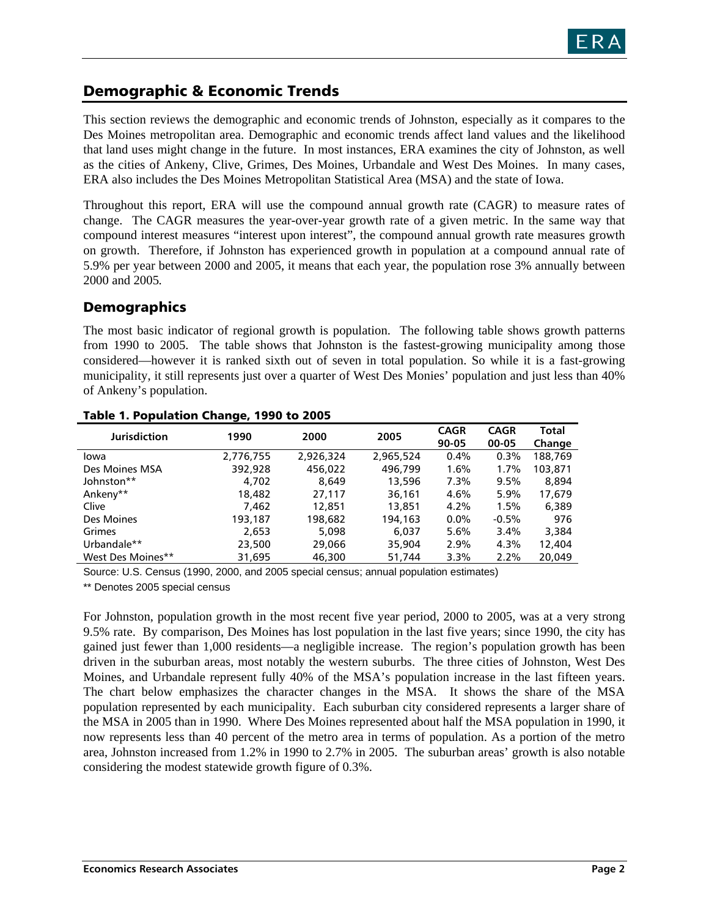## Demographic & Economic Trends

This section reviews the demographic and economic trends of Johnston, especially as it compares to the Des Moines metropolitan area. Demographic and economic trends affect land values and the likelihood that land uses might change in the future. In most instances, ERA examines the city of Johnston, as well as the cities of Ankeny, Clive, Grimes, Des Moines, Urbandale and West Des Moines. In many cases, ERA also includes the Des Moines Metropolitan Statistical Area (MSA) and the state of Iowa.

Throughout this report, ERA will use the compound annual growth rate (CAGR) to measure rates of change. The CAGR measures the year-over-year growth rate of a given metric. In the same way that compound interest measures "interest upon interest", the compound annual growth rate measures growth on growth. Therefore, if Johnston has experienced growth in population at a compound annual rate of 5.9% per year between 2000 and 2005, it means that each year, the population rose 3% annually between 2000 and 2005.

### Demographics

The most basic indicator of regional growth is population. The following table shows growth patterns from 1990 to 2005. The table shows that Johnston is the fastest-growing municipality among those considered—however it is ranked sixth out of seven in total population. So while it is a fast-growing municipality, it still represents just over a quarter of West Des Monies' population and just less than 40% of Ankeny's population.

**Table 1. Population Change, 1990 to 2005**

| Jurisdiction | 1990 | 2000 | 2005 | CAGR 90-05 | CAGR 00-05 | Total Change |
|---|---|---|---|---|---|---|
| Iowa | 2,776,755 | 2,926,324 | 2,965,524 | 0.4% | 0.3% | 188,769 |
| Des Moines MSA | 392,928 | 456,022 | 496,799 | 1.6% | 1.7% | 103,871 |
| Johnston** | 4,702 | 8,649 | 13,596 | 7.3% | 9.5% | 8,894 |
| Ankeny** | 18,482 | 27,117 | 36,161 | 4.6% | 5.9% | 17,679 |
| Clive | 7,462 | 12,851 | 13,851 | 4.2% | 1.5% | 6,389 |
| Des Moines | 193,187 | 198,682 | 194,163 | 0.0% | -0.5% | 976 |
| Grimes | 2,653 | 5,098 | 6,037 | 5.6% | 3.4% | 3,384 |
| Urbandale** | 23,500 | 29,066 | 35,904 | 2.9% | 4.3% | 12,404 |
| West Des Moines** | 31,695 | 46,300 | 51,744 | 3.3% | 2.2% | 20,049 |

Source: U.S. Census (1990, 2000, and 2005 special census; annual population estimates)

** Denotes 2005 special census

For Johnston, population growth in the most recent five year period, 2000 to 2005, was at a very strong 9.5% rate. By comparison, Des Moines has lost population in the last five years; since 1990, the city has gained just fewer than 1,000 residents—a negligible increase. The region's population growth has been driven in the suburban areas, most notably the western suburbs. The three cities of Johnston, West Des Moines, and Urbandale represent fully 40% of the MSA's population increase in the last fifteen years. The chart below emphasizes the character changes in the MSA. It shows the share of the MSA population represented by each municipality. Each suburban city considered represents a larger share of the MSA in 2005 than in 1990. Where Des Moines represented about half the MSA population in 1990, it now represents less than 40 percent of the metro area in terms of population. As a portion of the metro area, Johnston increased from 1.2% in 1990 to 2.7% in 2005. The suburban areas' growth is also notable considering the modest statewide growth figure of 0.3%.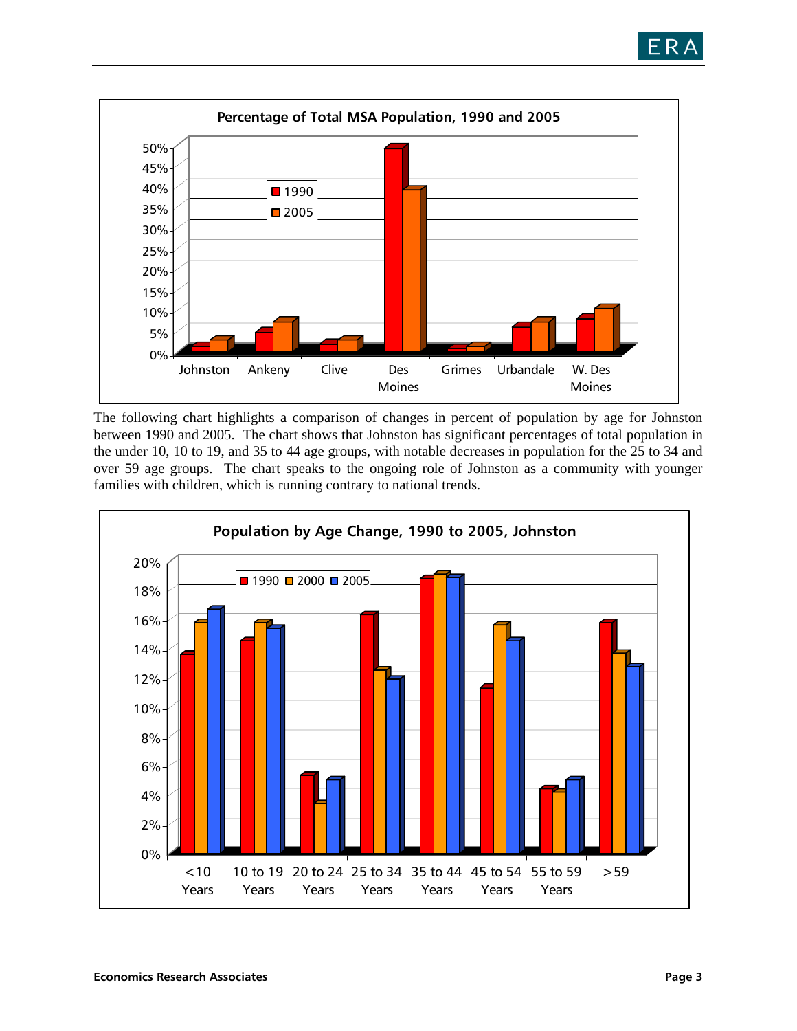**Percentage of Total MSA Population, 1990 and 2005**

The following chart highlights a comparison of changes in percent of population by age for Johnston between 1990 and 2005. The chart shows that Johnston has significant percentages of total population in the under 10, 10 to 19, and 35 to 44 age groups, with notable decreases in population for the 25 to 34 and over 59 age groups. The chart speaks to the ongoing role of Johnston as a community with younger families with children, which is running contrary to national trends.

**Population by Age Change, 1990 to 2005, Johnston**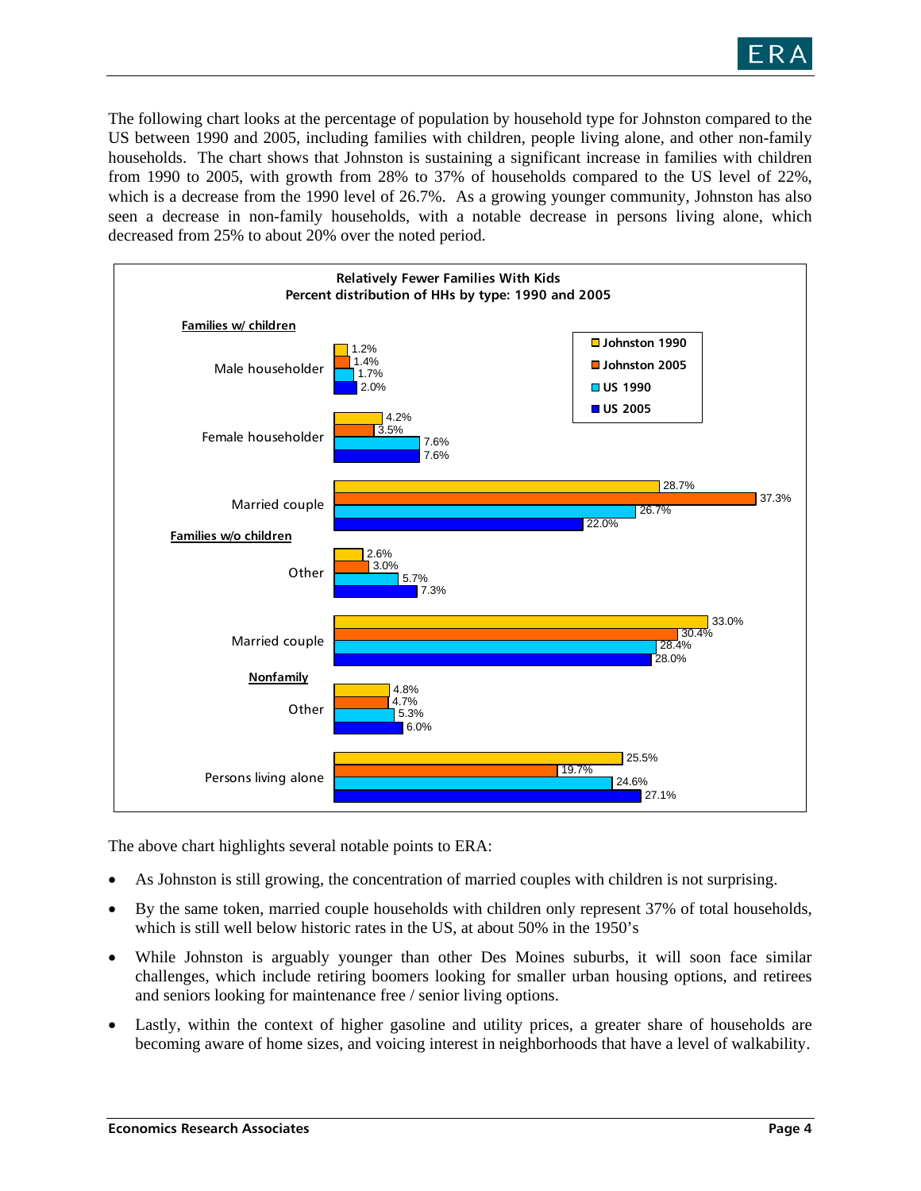The following chart looks at the percentage of population by household type for Johnston compared to the US between 1990 and 2005, including families with children, people living alone, and other non-family households. The chart shows that Johnston is sustaining a significant increase in families with children from 1990 to 2005, with growth from 28% to 37% of households compared to the US level of 22%, which is a decrease from the 1990 level of 26.7%. As a growing younger community, Johnston has also seen a decrease in non-family households, with a notable decrease in persons living alone, which decreased from 25% to about 20% over the noted period.

**Relatively Fewer Families With Kids**
**Percent distribution of HHs by type: 1990 and 2005**

| Household type | Johnston 1990 | Johnston 2005 | US 1990 | US 2005 |
|---|---|---|---|---|
| **Families w/ children** | | | | |
| Male householder | 1.2% | 1.4% | 1.7% | 2.0% |
| Female householder | 4.2% | 3.5% | 7.6% | 7.6% |
| Married couple | 28.7% | 37.3% | 26.7% | 22.0% |
| **Families w/o children** | | | | |
| Other | 2.6% | 3.0% | 5.7% | 7.3% |
| Married couple | 33.0% | 30.4% | 28.4% | 28.0% |
| **Nonfamily** | | | | |
| Other | 4.8% | 4.7% | 5.3% | 6.0% |
| Persons living alone | 25.5% | 19.7% | 24.6% | 27.1% |

The above chart highlights several notable points to ERA:

- As Johnston is still growing, the concentration of married couples with children is not surprising.
- By the same token, married couple households with children only represent 37% of total households, which is still well below historic rates in the US, at about 50% in the 1950's
- While Johnston is arguably younger than other Des Moines suburbs, it will soon face similar challenges, which include retiring boomers looking for smaller urban housing options, and retirees and seniors looking for maintenance free / senior living options.
- Lastly, within the context of higher gasoline and utility prices, a greater share of households are becoming aware of home sizes, and voicing interest in neighborhoods that have a level of walkability.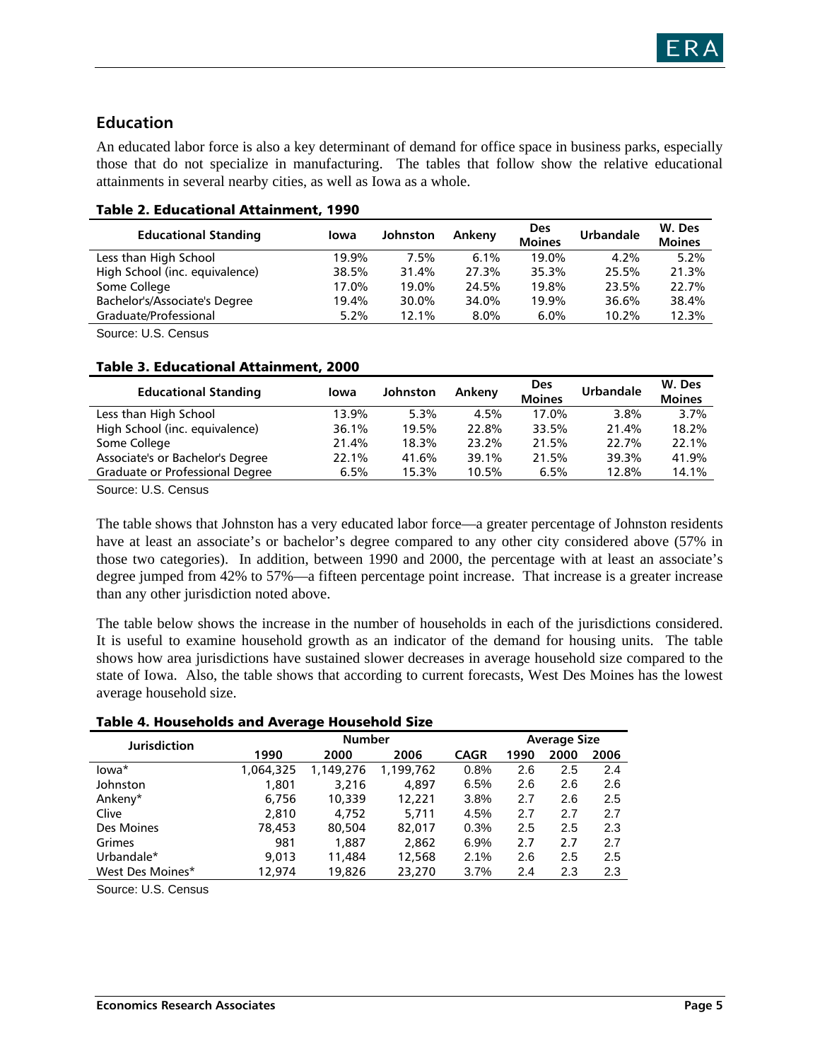## Education

An educated labor force is also a key determinant of demand for office space in business parks, especially those that do not specialize in manufacturing. The tables that follow show the relative educational attainments in several nearby cities, as well as Iowa as a whole.

**Table 2. Educational Attainment, 1990**

| Educational Standing | Iowa | Johnston | Ankeny | Des Moines | Urbandale | W. Des Moines |
|---|---|---|---|---|---|---|
| Less than High School | 19.9% | 7.5% | 6.1% | 19.0% | 4.2% | 5.2% |
| High School (inc. equivalence) | 38.5% | 31.4% | 27.3% | 35.3% | 25.5% | 21.3% |
| Some College | 17.0% | 19.0% | 24.5% | 19.8% | 23.5% | 22.7% |
| Bachelor's/Associate's Degree | 19.4% | 30.0% | 34.0% | 19.9% | 36.6% | 38.4% |
| Graduate/Professional | 5.2% | 12.1% | 8.0% | 6.0% | 10.2% | 12.3% |

Source: U.S. Census

**Table 3. Educational Attainment, 2000**

| Educational Standing | Iowa | Johnston | Ankeny | Des Moines | Urbandale | W. Des Moines |
|---|---|---|---|---|---|---|
| Less than High School | 13.9% | 5.3% | 4.5% | 17.0% | 3.8% | 3.7% |
| High School (inc. equivalence) | 36.1% | 19.5% | 22.8% | 33.5% | 21.4% | 18.2% |
| Some College | 21.4% | 18.3% | 23.2% | 21.5% | 22.7% | 22.1% |
| Associate's or Bachelor's Degree | 22.1% | 41.6% | 39.1% | 21.5% | 39.3% | 41.9% |
| Graduate or Professional Degree | 6.5% | 15.3% | 10.5% | 6.5% | 12.8% | 14.1% |

Source: U.S. Census

The table shows that Johnston has a very educated labor force—a greater percentage of Johnston residents have at least an associate's or bachelor's degree compared to any other city considered above (57% in those two categories). In addition, between 1990 and 2000, the percentage with at least an associate's degree jumped from 42% to 57%—a fifteen percentage point increase. That increase is a greater increase than any other jurisdiction noted above.

The table below shows the increase in the number of households in each of the jurisdictions considered. It is useful to examine household growth as an indicator of the demand for housing units. The table shows how area jurisdictions have sustained slower decreases in average household size compared to the state of Iowa. Also, the table shows that according to current forecasts, West Des Moines has the lowest average household size.

**Table 4. Households and Average Household Size**

| Jurisdiction | Number | | | | Average Size | | |
|---|---|---|---|---|---|---|---|
| | 1990 | 2000 | 2006 | CAGR | 1990 | 2000 | 2006 |
| Iowa* | 1,064,325 | 1,149,276 | 1,199,762 | 0.8% | 2.6 | 2.5 | 2.4 |
| Johnston | 1,801 | 3,216 | 4,897 | 6.5% | 2.6 | 2.6 | 2.6 |
| Ankeny* | 6,756 | 10,339 | 12,221 | 3.8% | 2.7 | 2.6 | 2.5 |
| Clive | 2,810 | 4,752 | 5,711 | 4.5% | 2.7 | 2.7 | 2.7 |
| Des Moines | 78,453 | 80,504 | 82,017 | 0.3% | 2.5 | 2.5 | 2.3 |
| Grimes | 981 | 1,887 | 2,862 | 6.9% | 2.7 | 2.7 | 2.7 |
| Urbandale* | 9,013 | 11,484 | 12,568 | 2.1% | 2.6 | 2.5 | 2.5 |
| West Des Moines* | 12,974 | 19,826 | 23,270 | 3.7% | 2.4 | 2.3 | 2.3 |

Source: U.S. Census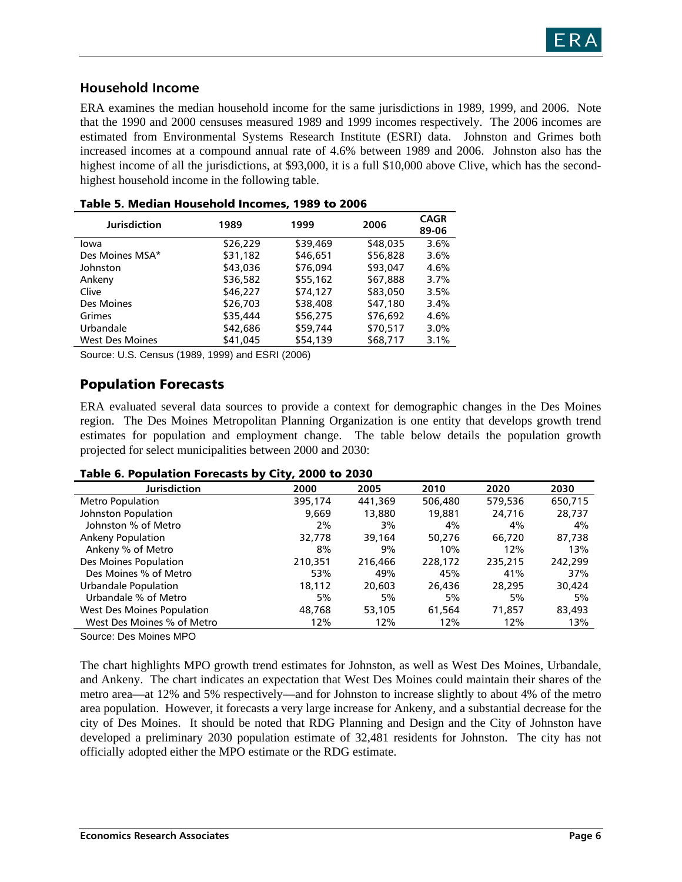## Household Income

ERA examines the median household income for the same jurisdictions in 1989, 1999, and 2006. Note that the 1990 and 2000 censuses measured 1989 and 1999 incomes respectively. The 2006 incomes are estimated from Environmental Systems Research Institute (ESRI) data. Johnston and Grimes both increased incomes at a compound annual rate of 4.6% between 1989 and 2006. Johnston also has the highest income of all the jurisdictions, at $93,000, it is a full $10,000 above Clive, which has the second-highest household income in the following table.

**Table 5. Median Household Incomes, 1989 to 2006**

| Jurisdiction | 1989 | 1999 | 2006 | CAGR 89-06 |
|---|---|---|---|---|
| Iowa | $26,229 | $39,469 | $48,035 | 3.6% |
| Des Moines MSA* | $31,182 | $46,651 | $56,828 | 3.6% |
| Johnston | $43,036 | $76,094 | $93,047 | 4.6% |
| Ankeny | $36,582 | $55,162 | $67,888 | 3.7% |
| Clive | $46,227 | $74,127 | $83,050 | 3.5% |
| Des Moines | $26,703 | $38,408 | $47,180 | 3.4% |
| Grimes | $35,444 | $56,275 | $76,692 | 4.6% |
| Urbandale | $42,686 | $59,744 | $70,517 | 3.0% |
| West Des Moines | $41,045 | $54,139 | $68,717 | 3.1% |

Source: U.S. Census (1989, 1999) and ESRI (2006)

## Population Forecasts

ERA evaluated several data sources to provide a context for demographic changes in the Des Moines region. The Des Moines Metropolitan Planning Organization is one entity that develops growth trend estimates for population and employment change. The table below details the population growth projected for select municipalities between 2000 and 2030:

**Table 6. Population Forecasts by City, 2000 to 2030**

| Jurisdiction | 2000 | 2005 | 2010 | 2020 | 2030 |
|---|---|---|---|---|---|
| Metro Population | 395,174 | 441,369 | 506,480 | 579,536 | 650,715 |
| Johnston Population | 9,669 | 13,880 | 19,881 | 24,716 | 28,737 |
| Johnston % of Metro | 2% | 3% | 4% | 4% | 4% |
| Ankeny Population | 32,778 | 39,164 | 50,276 | 66,720 | 87,738 |
| Ankeny % of Metro | 8% | 9% | 10% | 12% | 13% |
| Des Moines Population | 210,351 | 216,466 | 228,172 | 235,215 | 242,299 |
| Des Moines % of Metro | 53% | 49% | 45% | 41% | 37% |
| Urbandale Population | 18,112 | 20,603 | 26,436 | 28,295 | 30,424 |
| Urbandale % of Metro | 5% | 5% | 5% | 5% | 5% |
| West Des Moines Population | 48,768 | 53,105 | 61,564 | 71,857 | 83,493 |
| West Des Moines % of Metro | 12% | 12% | 12% | 12% | 13% |

Source: Des Moines MPO

The chart highlights MPO growth trend estimates for Johnston, as well as West Des Moines, Urbandale, and Ankeny. The chart indicates an expectation that West Des Moines could maintain their shares of the metro area—at 12% and 5% respectively—and for Johnston to increase slightly to about 4% of the metro area population. However, it forecasts a very large increase for Ankeny, and a substantial decrease for the city of Des Moines. It should be noted that RDG Planning and Design and the City of Johnston have developed a preliminary 2030 population estimate of 32,481 residents for Johnston. The city has not officially adopted either the MPO estimate or the RDG estimate.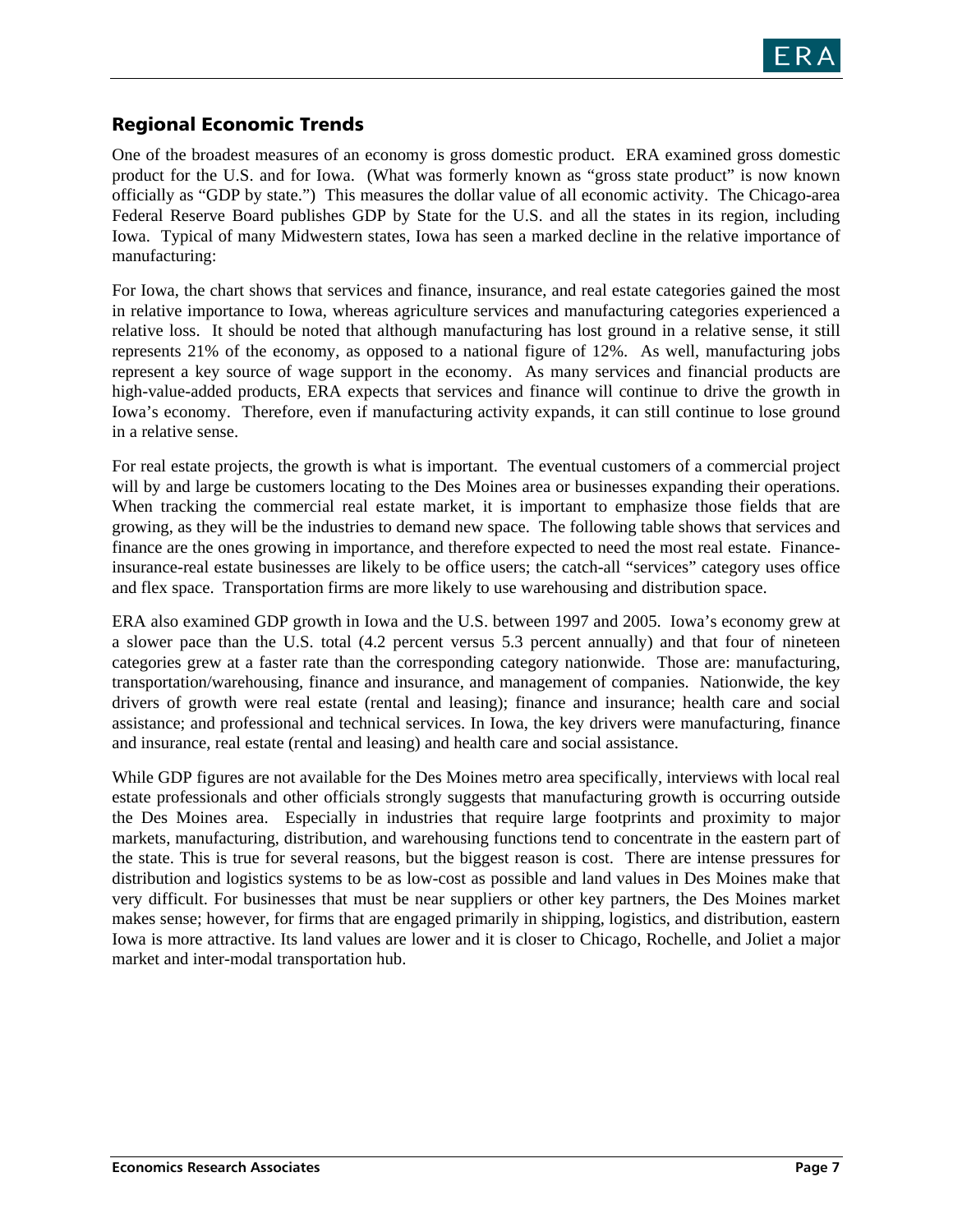## Regional Economic Trends

One of the broadest measures of an economy is gross domestic product. ERA examined gross domestic product for the U.S. and for Iowa. (What was formerly known as "gross state product" is now known officially as "GDP by state.") This measures the dollar value of all economic activity. The Chicago-area Federal Reserve Board publishes GDP by State for the U.S. and all the states in its region, including Iowa. Typical of many Midwestern states, Iowa has seen a marked decline in the relative importance of manufacturing:

For Iowa, the chart shows that services and finance, insurance, and real estate categories gained the most in relative importance to Iowa, whereas agriculture services and manufacturing categories experienced a relative loss. It should be noted that although manufacturing has lost ground in a relative sense, it still represents 21% of the economy, as opposed to a national figure of 12%. As well, manufacturing jobs represent a key source of wage support in the economy. As many services and financial products are high-value-added products, ERA expects that services and finance will continue to drive the growth in Iowa's economy. Therefore, even if manufacturing activity expands, it can still continue to lose ground in a relative sense.

For real estate projects, the growth is what is important. The eventual customers of a commercial project will by and large be customers locating to the Des Moines area or businesses expanding their operations. When tracking the commercial real estate market, it is important to emphasize those fields that are growing, as they will be the industries to demand new space. The following table shows that services and finance are the ones growing in importance, and therefore expected to need the most real estate. Finance-insurance-real estate businesses are likely to be office users; the catch-all "services" category uses office and flex space. Transportation firms are more likely to use warehousing and distribution space.

ERA also examined GDP growth in Iowa and the U.S. between 1997 and 2005. Iowa's economy grew at a slower pace than the U.S. total (4.2 percent versus 5.3 percent annually) and that four of nineteen categories grew at a faster rate than the corresponding category nationwide. Those are: manufacturing, transportation/warehousing, finance and insurance, and management of companies. Nationwide, the key drivers of growth were real estate (rental and leasing); finance and insurance; health care and social assistance; and professional and technical services. In Iowa, the key drivers were manufacturing, finance and insurance, real estate (rental and leasing) and health care and social assistance.

While GDP figures are not available for the Des Moines metro area specifically, interviews with local real estate professionals and other officials strongly suggests that manufacturing growth is occurring outside the Des Moines area. Especially in industries that require large footprints and proximity to major markets, manufacturing, distribution, and warehousing functions tend to concentrate in the eastern part of the state. This is true for several reasons, but the biggest reason is cost. There are intense pressures for distribution and logistics systems to be as low-cost as possible and land values in Des Moines make that very difficult. For businesses that must be near suppliers or other key partners, the Des Moines market makes sense; however, for firms that are engaged primarily in shipping, logistics, and distribution, eastern Iowa is more attractive. Its land values are lower and it is closer to Chicago, Rochelle, and Joliet a major market and inter-modal transportation hub.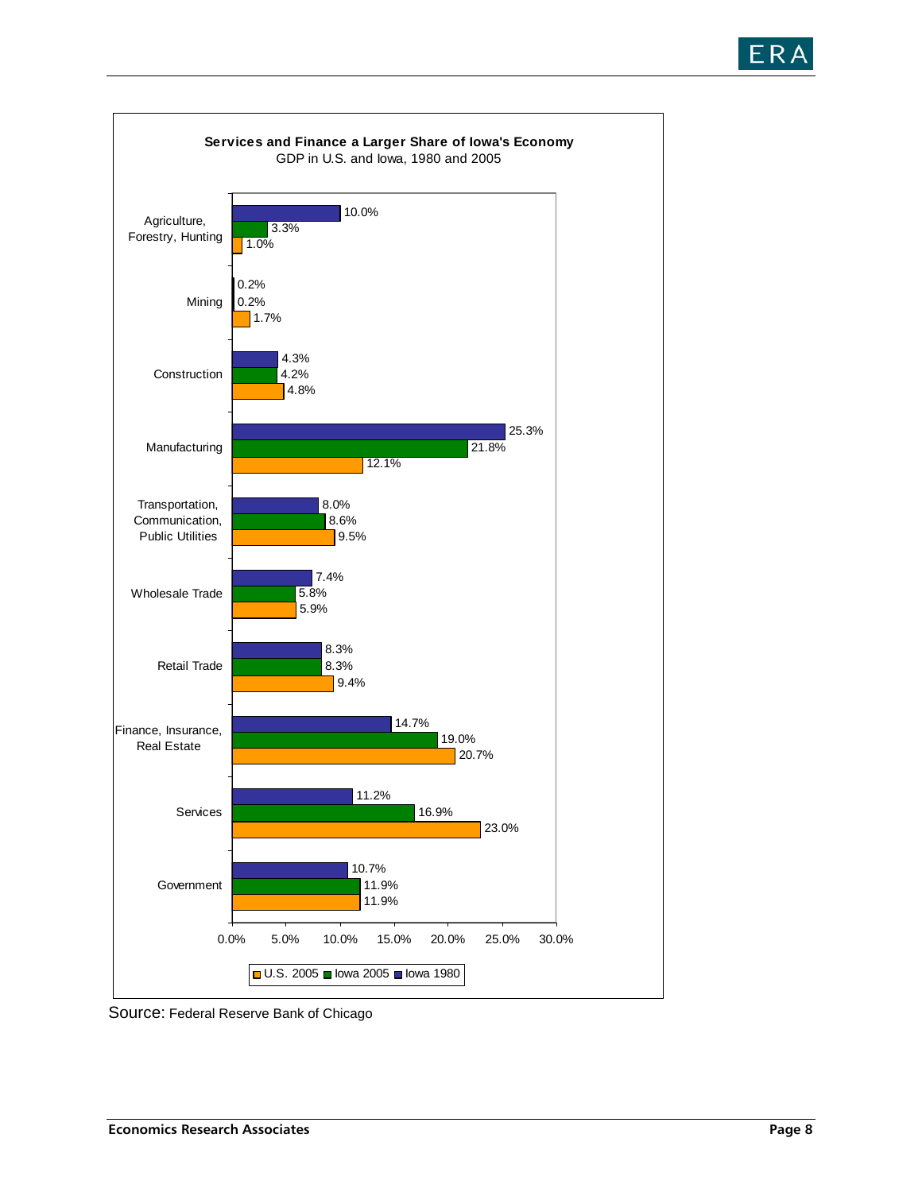**Services and Finance a Larger Share of Iowa's Economy**
GDP in U.S. and Iowa, 1980 and 2005

| Sector | Iowa 1980 | Iowa 2005 | U.S. 2005 |
|---|---|---|---|
| Agriculture, Forestry, Hunting | 10.0% | 3.3% | 1.0% |
| Mining | 0.2% | 0.2% | 1.7% |
| Construction | 4.3% | 4.2% | 4.8% |
| Manufacturing | 25.3% | 21.8% | 12.1% |
| Transportation, Communication, Public Utilities | 8.0% | 8.6% | 9.5% |
| Wholesale Trade | 7.4% | 5.8% | 5.9% |
| Retail Trade | 8.3% | 8.3% | 9.4% |
| Finance, Insurance, Real Estate | 14.7% | 19.0% | 20.7% |
| Services | 11.2% | 16.9% | 23.0% |
| Government | 10.7% | 11.9% | 11.9% |

Source: Federal Reserve Bank of Chicago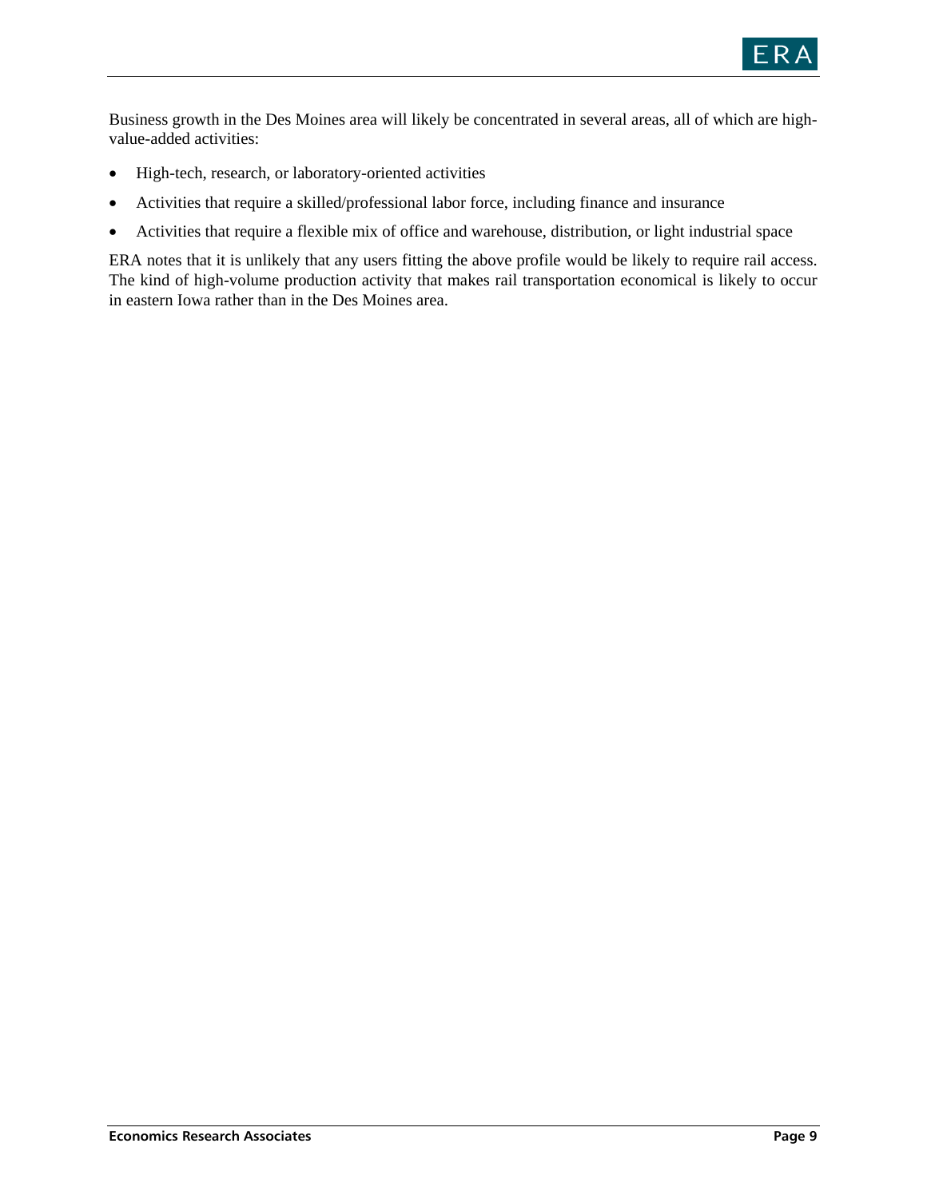Business growth in the Des Moines area will likely be concentrated in several areas, all of which are high-value-added activities:

- High-tech, research, or laboratory-oriented activities
- Activities that require a skilled/professional labor force, including finance and insurance
- Activities that require a flexible mix of office and warehouse, distribution, or light industrial space

ERA notes that it is unlikely that any users fitting the above profile would be likely to require rail access. The kind of high-volume production activity that makes rail transportation economical is likely to occur in eastern Iowa rather than in the Des Moines area.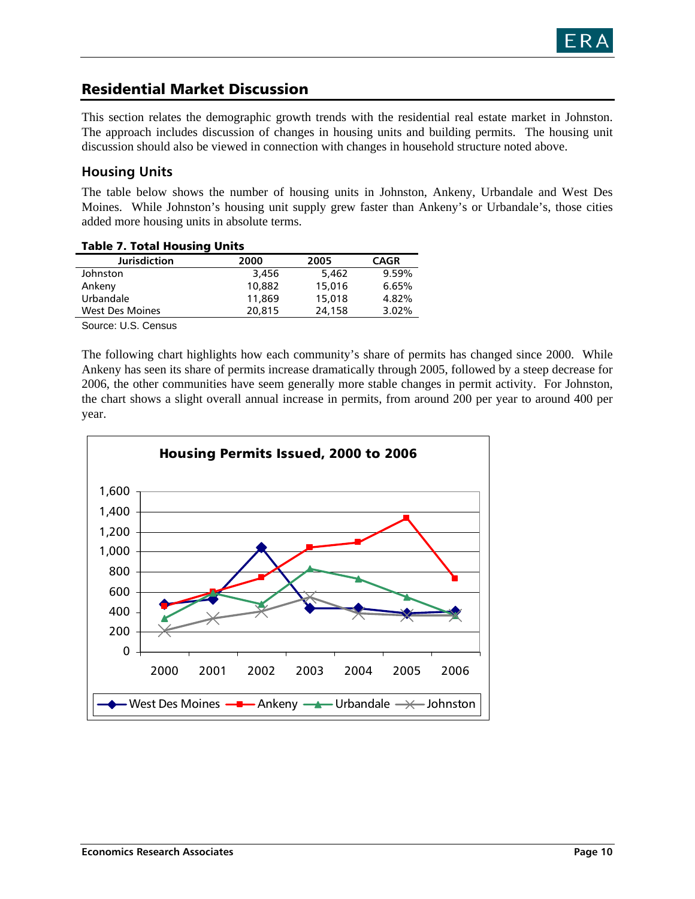## Residential Market Discussion

This section relates the demographic growth trends with the residential real estate market in Johnston. The approach includes discussion of changes in housing units and building permits. The housing unit discussion should also be viewed in connection with changes in household structure noted above.

### Housing Units

The table below shows the number of housing units in Johnston, Ankeny, Urbandale and West Des Moines. While Johnston's housing unit supply grew faster than Ankeny's or Urbandale's, those cities added more housing units in absolute terms.

**Table 7. Total Housing Units**

| Jurisdiction | 2000 | 2005 | CAGR |
|---|---|---|---|
| Johnston | 3,456 | 5,462 | 9.59% |
| Ankeny | 10,882 | 15,016 | 6.65% |
| Urbandale | 11,869 | 15,018 | 4.82% |
| West Des Moines | 20,815 | 24,158 | 3.02% |

Source: U.S. Census

The following chart highlights how each community's share of permits has changed since 2000. While Ankeny has seen its share of permits increase dramatically through 2005, followed by a steep decrease for 2006, the other communities have seem generally more stable changes in permit activity. For Johnston, the chart shows a slight overall annual increase in permits, from around 200 per year to around 400 per year.

**Housing Permits Issued, 2000 to 2006**

Legend: West Des Moines, Ankeny, Urbandale, Johnston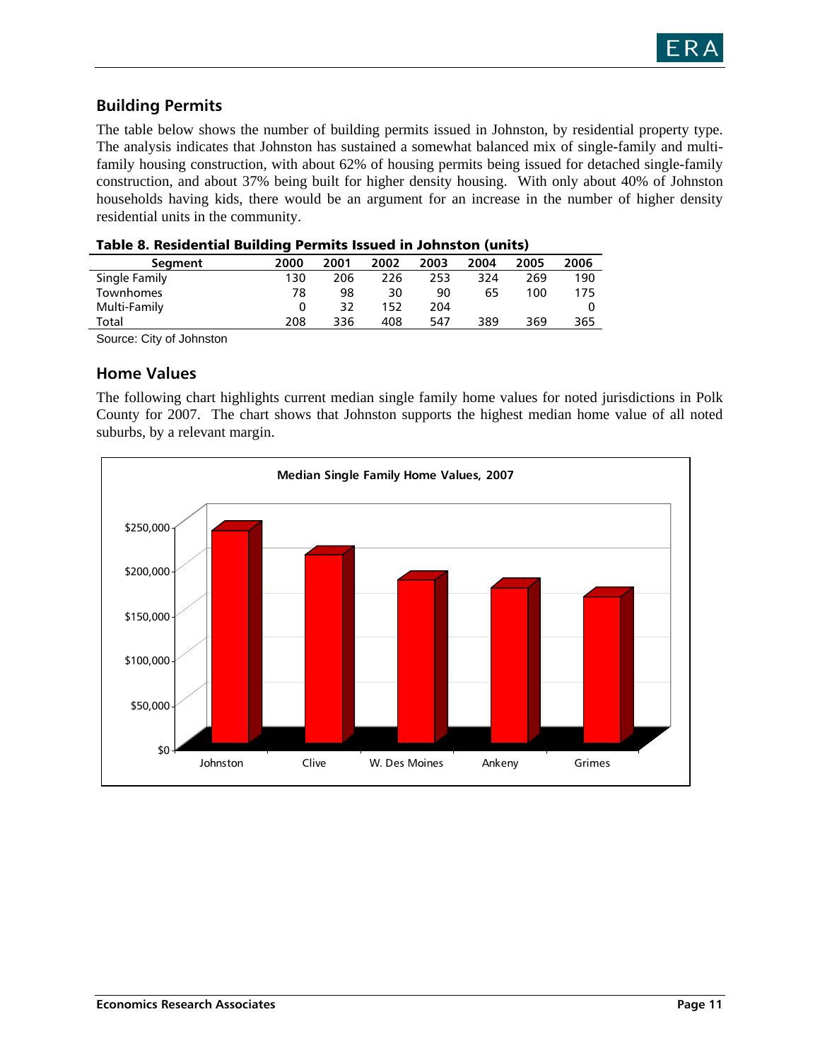## Building Permits

The table below shows the number of building permits issued in Johnston, by residential property type. The analysis indicates that Johnston has sustained a somewhat balanced mix of single-family and multi-family housing construction, with about 62% of housing permits being issued for detached single-family construction, and about 37% being built for higher density housing. With only about 40% of Johnston households having kids, there would be an argument for an increase in the number of higher density residential units in the community.

**Table 8. Residential Building Permits Issued in Johnston (units)**

| Segment | 2000 | 2001 | 2002 | 2003 | 2004 | 2005 | 2006 |
|---|---|---|---|---|---|---|---|
| Single Family | 130 | 206 | 226 | 253 | 324 | 269 | 190 |
| Townhomes | 78 | 98 | 30 | 90 | 65 | 100 | 175 |
| Multi-Family | 0 | 32 | 152 | 204 | | | 0 |
| Total | 208 | 336 | 408 | 547 | 389 | 369 | 365 |

Source: City of Johnston

## Home Values

The following chart highlights current median single family home values for noted jurisdictions in Polk County for 2007. The chart shows that Johnston supports the highest median home value of all noted suburbs, by a relevant margin.

**Median Single Family Home Values, 2007**

Johnston, Clive, W. Des Moines, Ankeny, Grimes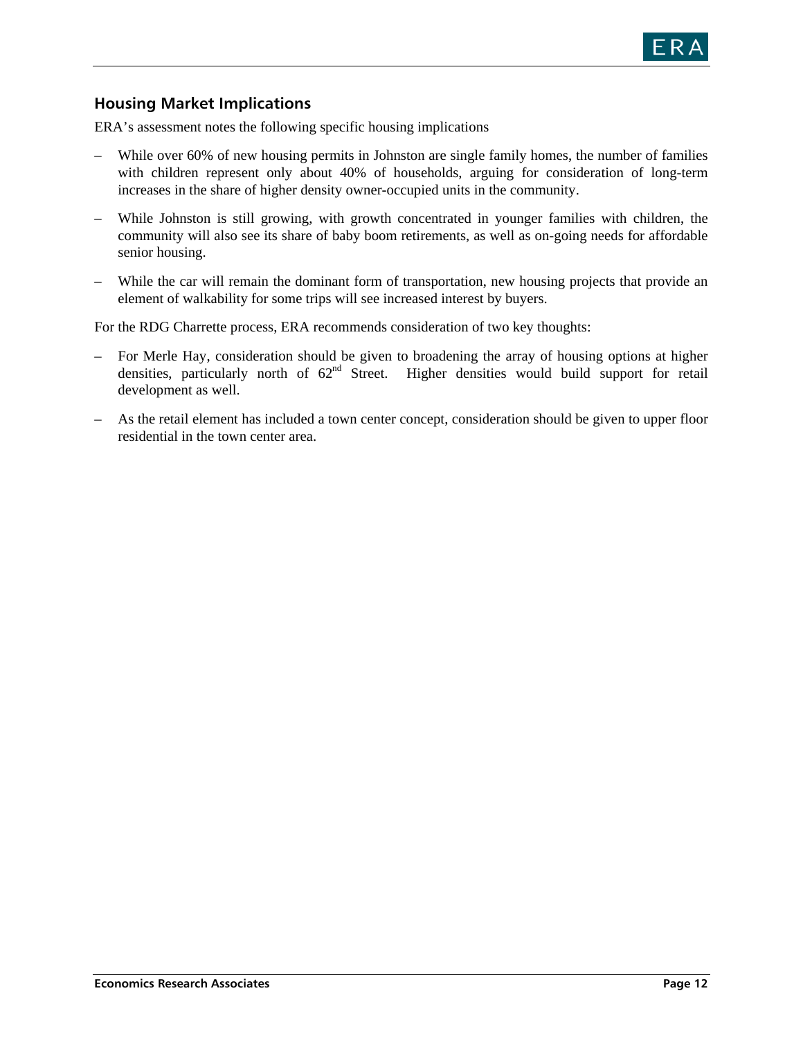## Housing Market Implications

ERA's assessment notes the following specific housing implications

- While over 60% of new housing permits in Johnston are single family homes, the number of families with children represent only about 40% of households, arguing for consideration of long-term increases in the share of higher density owner-occupied units in the community.
- While Johnston is still growing, with growth concentrated in younger families with children, the community will also see its share of baby boom retirements, as well as on-going needs for affordable senior housing.
- While the car will remain the dominant form of transportation, new housing projects that provide an element of walkability for some trips will see increased interest by buyers.

For the RDG Charrette process, ERA recommends consideration of two key thoughts:

- For Merle Hay, consideration should be given to broadening the array of housing options at higher densities, particularly north of 62nd Street. Higher densities would build support for retail development as well.
- As the retail element has included a town center concept, consideration should be given to upper floor residential in the town center area.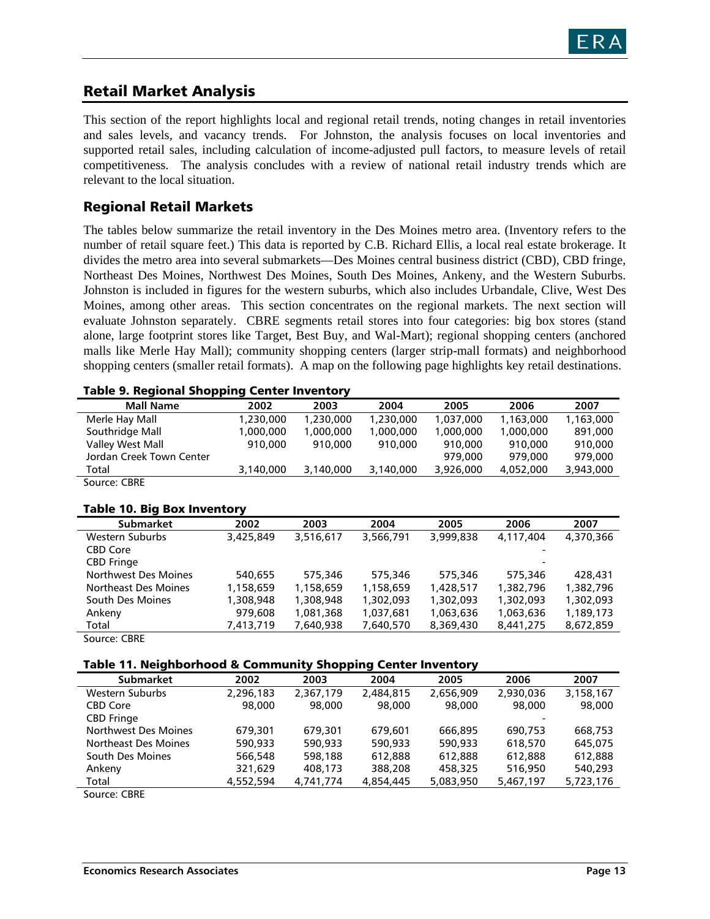## Retail Market Analysis

This section of the report highlights local and regional retail trends, noting changes in retail inventories and sales levels, and vacancy trends. For Johnston, the analysis focuses on local inventories and supported retail sales, including calculation of income-adjusted pull factors, to measure levels of retail competitiveness. The analysis concludes with a review of national retail industry trends which are relevant to the local situation.

### Regional Retail Markets

The tables below summarize the retail inventory in the Des Moines metro area. (Inventory refers to the number of retail square feet.) This data is reported by C.B. Richard Ellis, a local real estate brokerage. It divides the metro area into several submarkets—Des Moines central business district (CBD), CBD fringe, Northeast Des Moines, Northwest Des Moines, South Des Moines, Ankeny, and the Western Suburbs. Johnston is included in figures for the western suburbs, which also includes Urbandale, Clive, West Des Moines, among other areas. This section concentrates on the regional markets. The next section will evaluate Johnston separately. CBRE segments retail stores into four categories: big box stores (stand alone, large footprint stores like Target, Best Buy, and Wal-Mart); regional shopping centers (anchored malls like Merle Hay Mall); community shopping centers (larger strip-mall formats) and neighborhood shopping centers (smaller retail formats). A map on the following page highlights key retail destinations.

**Table 9. Regional Shopping Center Inventory**

| Mall Name | 2002 | 2003 | 2004 | 2005 | 2006 | 2007 |
|---|---|---|---|---|---|---|
| Merle Hay Mall | 1,230,000 | 1,230,000 | 1,230,000 | 1,037,000 | 1,163,000 | 1,163,000 |
| Southridge Mall | 1,000,000 | 1,000,000 | 1,000,000 | 1,000,000 | 1,000,000 | 891,000 |
| Valley West Mall | 910,000 | 910,000 | 910,000 | 910,000 | 910,000 | 910,000 |
| Jordan Creek Town Center | | | | 979,000 | 979,000 | 979,000 |
| Total | 3,140,000 | 3,140,000 | 3,140,000 | 3,926,000 | 4,052,000 | 3,943,000 |

Source: CBRE

**Table 10. Big Box Inventory**

| Submarket | 2002 | 2003 | 2004 | 2005 | 2006 | 2007 |
|---|---|---|---|---|---|---|
| Western Suburbs | 3,425,849 | 3,516,617 | 3,566,791 | 3,999,838 | 4,117,404 | 4,370,366 |
| CBD Core | | | | | - | |
| CBD Fringe | | | | | - | |
| Northwest Des Moines | 540,655 | 575,346 | 575,346 | 575,346 | 575,346 | 428,431 |
| Northeast Des Moines | 1,158,659 | 1,158,659 | 1,158,659 | 1,428,517 | 1,382,796 | 1,382,796 |
| South Des Moines | 1,308,948 | 1,308,948 | 1,302,093 | 1,302,093 | 1,302,093 | 1,302,093 |
| Ankeny | 979,608 | 1,081,368 | 1,037,681 | 1,063,636 | 1,063,636 | 1,189,173 |
| Total | 7,413,719 | 7,640,938 | 7,640,570 | 8,369,430 | 8,441,275 | 8,672,859 |

Source: CBRE

**Table 11. Neighborhood & Community Shopping Center Inventory**

| Submarket | 2002 | 2003 | 2004 | 2005 | 2006 | 2007 |
|---|---|---|---|---|---|---|
| Western Suburbs | 2,296,183 | 2,367,179 | 2,484,815 | 2,656,909 | 2,930,036 | 3,158,167 |
| CBD Core | 98,000 | 98,000 | 98,000 | 98,000 | 98,000 | 98,000 |
| CBD Fringe | | | | | - | |
| Northwest Des Moines | 679,301 | 679,301 | 679,601 | 666,895 | 690,753 | 668,753 |
| Northeast Des Moines | 590,933 | 590,933 | 590,933 | 590,933 | 618,570 | 645,075 |
| South Des Moines | 566,548 | 598,188 | 612,888 | 612,888 | 612,888 | 612,888 |
| Ankeny | 321,629 | 408,173 | 388,208 | 458,325 | 516,950 | 540,293 |
| Total | 4,552,594 | 4,741,774 | 4,854,445 | 5,083,950 | 5,467,197 | 5,723,176 |

Source: CBRE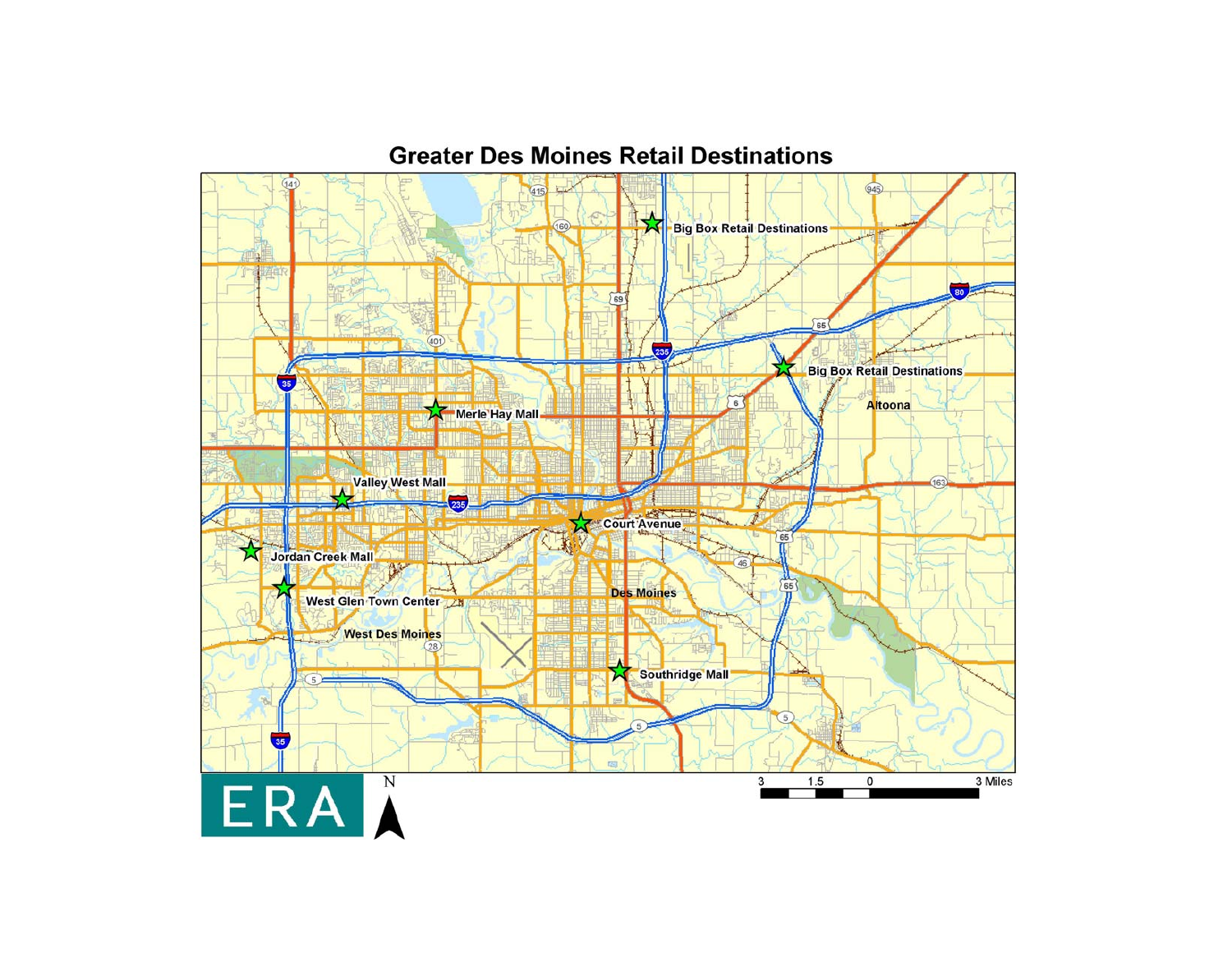# Greater Des Moines Retail Destinations

Big Box Retail Destinations

Big Box Retail Destinations

Altoona

Merle Hay Mall

Valley West Mall

Court Avenue

Jordan Creek Mall

West Glen Town Center

Des Moines

West Des Moines

Southridge Mall

3 1.5 0 3 Miles

ERA

N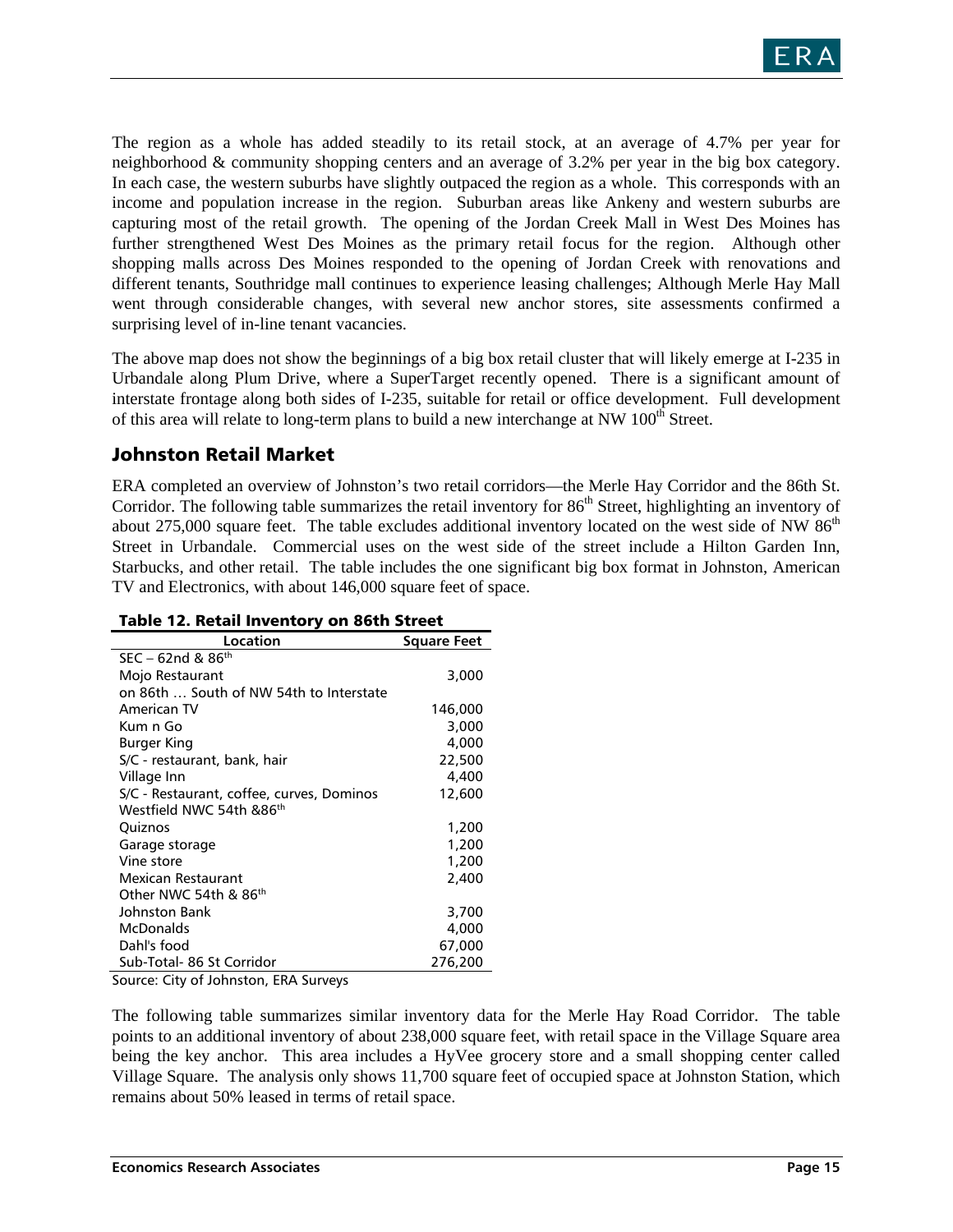The region as a whole has added steadily to its retail stock, at an average of 4.7% per year for neighborhood & community shopping centers and an average of 3.2% per year in the big box category. In each case, the western suburbs have slightly outpaced the region as a whole. This corresponds with an income and population increase in the region. Suburban areas like Ankeny and western suburbs are capturing most of the retail growth. The opening of the Jordan Creek Mall in West Des Moines has further strengthened West Des Moines as the primary retail focus for the region. Although other shopping malls across Des Moines responded to the opening of Jordan Creek with renovations and different tenants, Southridge mall continues to experience leasing challenges; Although Merle Hay Mall went through considerable changes, with several new anchor stores, site assessments confirmed a surprising level of in-line tenant vacancies.

The above map does not show the beginnings of a big box retail cluster that will likely emerge at I-235 in Urbandale along Plum Drive, where a SuperTarget recently opened. There is a significant amount of interstate frontage along both sides of I-235, suitable for retail or office development. Full development of this area will relate to long-term plans to build a new interchange at NW 100th Street.

## Johnston Retail Market

ERA completed an overview of Johnston's two retail corridors—the Merle Hay Corridor and the 86th St. Corridor. The following table summarizes the retail inventory for 86th Street, highlighting an inventory of about 275,000 square feet. The table excludes additional inventory located on the west side of NW 86th Street in Urbandale. Commercial uses on the west side of the street include a Hilton Garden Inn, Starbucks, and other retail. The table includes the one significant big box format in Johnston, American TV and Electronics, with about 146,000 square feet of space.

**Table 12. Retail Inventory on 86th Street**

| Location | Square Feet |
|---|---|
| SEC – 62nd & 86th | |
| Mojo Restaurant | 3,000 |
| on 86th … South of NW 54th to Interstate | |
| American TV | 146,000 |
| Kum n Go | 3,000 |
| Burger King | 4,000 |
| S/C - restaurant, bank, hair | 22,500 |
| Village Inn | 4,400 |
| S/C - Restaurant, coffee, curves, Dominos | 12,600 |
| Westfield NWC 54th &86th | |
| Quiznos | 1,200 |
| Garage storage | 1,200 |
| Vine store | 1,200 |
| Mexican Restaurant | 2,400 |
| Other NWC 54th & 86th | |
| Johnston Bank | 3,700 |
| McDonalds | 4,000 |
| Dahl's food | 67,000 |
| Sub-Total- 86 St Corridor | 276,200 |

Source: City of Johnston, ERA Surveys

The following table summarizes similar inventory data for the Merle Hay Road Corridor. The table points to an additional inventory of about 238,000 square feet, with retail space in the Village Square area being the key anchor. This area includes a HyVee grocery store and a small shopping center called Village Square. The analysis only shows 11,700 square feet of occupied space at Johnston Station, which remains about 50% leased in terms of retail space.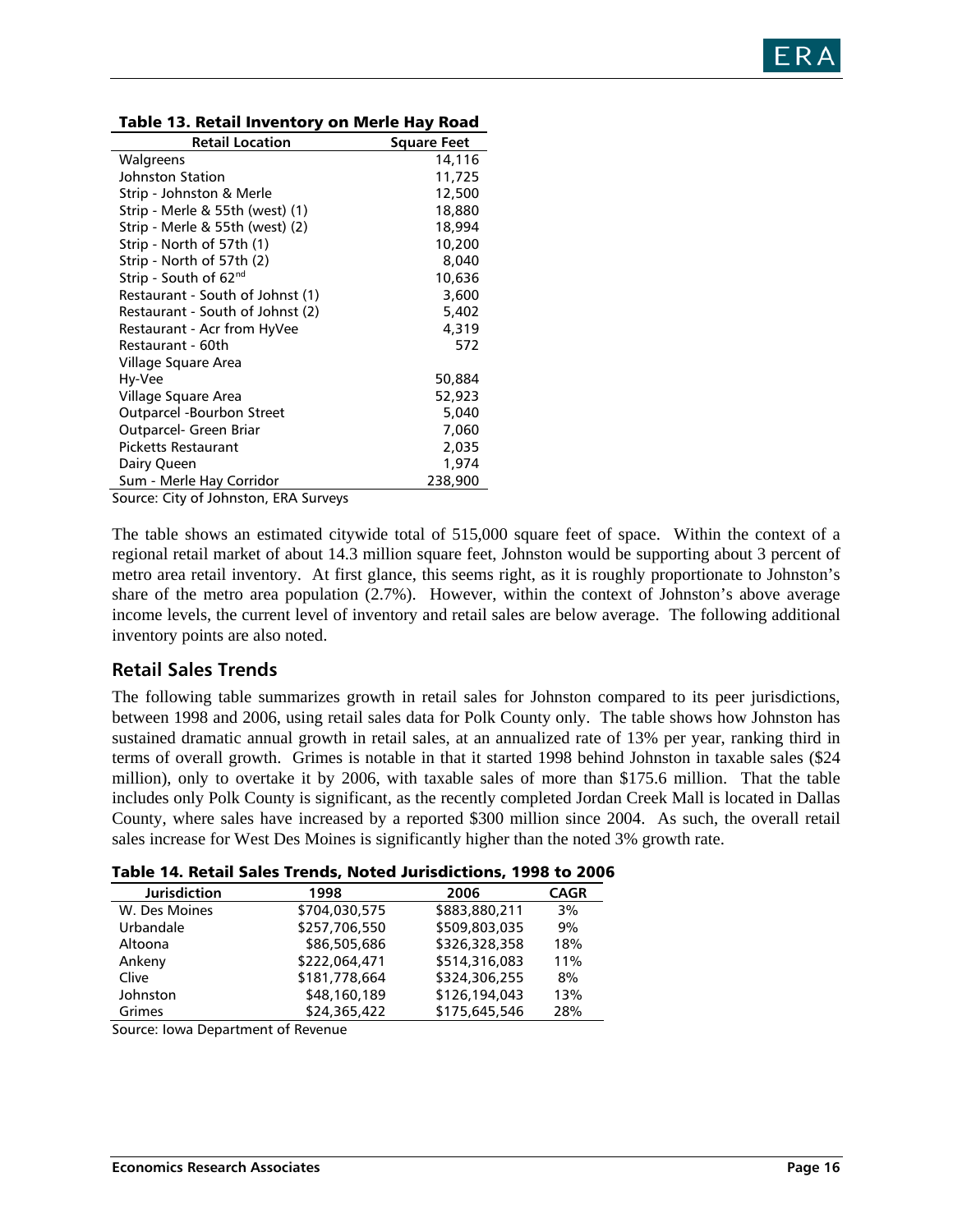**Table 13. Retail Inventory on Merle Hay Road**

| Retail Location | Square Feet |
|---|---|
| Walgreens | 14,116 |
| Johnston Station | 11,725 |
| Strip - Johnston & Merle | 12,500 |
| Strip - Merle & 55th (west) (1) | 18,880 |
| Strip - Merle & 55th (west) (2) | 18,994 |
| Strip - North of 57th (1) | 10,200 |
| Strip - North of 57th (2) | 8,040 |
| Strip - South of 62nd | 10,636 |
| Restaurant - South of Johnst (1) | 3,600 |
| Restaurant - South of Johnst (2) | 5,402 |
| Restaurant - Acr from HyVee | 4,319 |
| Restaurant - 60th | 572 |
| Village Square Area | |
| Hy-Vee | 50,884 |
| Village Square Area | 52,923 |
| Outparcel -Bourbon Street | 5,040 |
| Outparcel- Green Briar | 7,060 |
| Picketts Restaurant | 2,035 |
| Dairy Queen | 1,974 |
| Sum - Merle Hay Corridor | 238,900 |

Source: City of Johnston, ERA Surveys

The table shows an estimated citywide total of 515,000 square feet of space. Within the context of a regional retail market of about 14.3 million square feet, Johnston would be supporting about 3 percent of metro area retail inventory. At first glance, this seems right, as it is roughly proportionate to Johnston's share of the metro area population (2.7%). However, within the context of Johnston's above average income levels, the current level of inventory and retail sales are below average. The following additional inventory points are also noted.

## Retail Sales Trends

The following table summarizes growth in retail sales for Johnston compared to its peer jurisdictions, between 1998 and 2006, using retail sales data for Polk County only. The table shows how Johnston has sustained dramatic annual growth in retail sales, at an annualized rate of 13% per year, ranking third in terms of overall growth. Grimes is notable in that it started 1998 behind Johnston in taxable sales ($24 million), only to overtake it by 2006, with taxable sales of more than $175.6 million. That the table includes only Polk County is significant, as the recently completed Jordan Creek Mall is located in Dallas County, where sales have increased by a reported $300 million since 2004. As such, the overall retail sales increase for West Des Moines is significantly higher than the noted 3% growth rate.

**Table 14. Retail Sales Trends, Noted Jurisdictions, 1998 to 2006**

| Jurisdiction | 1998 | 2006 | CAGR |
|---|---|---|---|
| W. Des Moines | $704,030,575 | $883,880,211 | 3% |
| Urbandale | $257,706,550 | $509,803,035 | 9% |
| Altoona | $86,505,686 | $326,328,358 | 18% |
| Ankeny | $222,064,471 | $514,316,083 | 11% |
| Clive | $181,778,664 | $324,306,255 | 8% |
| Johnston | $48,160,189 | $126,194,043 | 13% |
| Grimes | $24,365,422 | $175,645,546 | 28% |

Source: Iowa Department of Revenue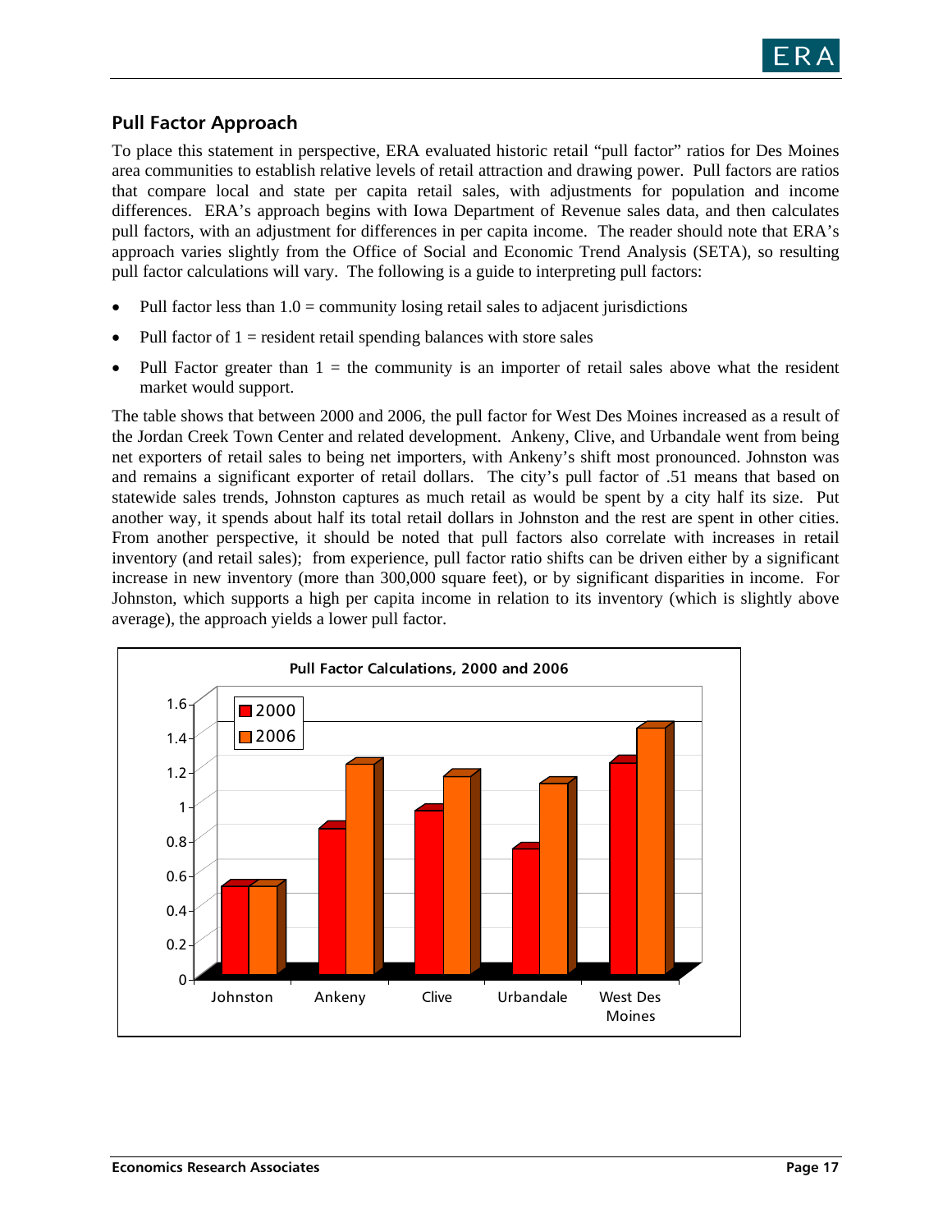## Pull Factor Approach

To place this statement in perspective, ERA evaluated historic retail "pull factor" ratios for Des Moines area communities to establish relative levels of retail attraction and drawing power. Pull factors are ratios that compare local and state per capita retail sales, with adjustments for population and income differences. ERA's approach begins with Iowa Department of Revenue sales data, and then calculates pull factors, with an adjustment for differences in per capita income. The reader should note that ERA's approach varies slightly from the Office of Social and Economic Trend Analysis (SETA), so resulting pull factor calculations will vary. The following is a guide to interpreting pull factors:

- Pull factor less than 1.0 = community losing retail sales to adjacent jurisdictions
- Pull factor of 1 = resident retail spending balances with store sales
- Pull Factor greater than 1 = the community is an importer of retail sales above what the resident market would support.

The table shows that between 2000 and 2006, the pull factor for West Des Moines increased as a result of the Jordan Creek Town Center and related development. Ankeny, Clive, and Urbandale went from being net exporters of retail sales to being net importers, with Ankeny's shift most pronounced. Johnston was and remains a significant exporter of retail dollars. The city's pull factor of .51 means that based on statewide sales trends, Johnston captures as much retail as would be spent by a city half its size. Put another way, it spends about half its total retail dollars in Johnston and the rest are spent in other cities. From another perspective, it should be noted that pull factors also correlate with increases in retail inventory (and retail sales); from experience, pull factor ratio shifts can be driven either by a significant increase in new inventory (more than 300,000 square feet), or by significant disparities in income. For Johnston, which supports a high per capita income in relation to its inventory (which is slightly above average), the approach yields a lower pull factor.

**Pull Factor Calculations, 2000 and 2006**

| | 2000 | 2006 |
|---|---|---|
| Johnston | 0.51 | 0.51 |
| Ankeny | 0.85 | 1.22 |
| Clive | 0.96 | 1.15 |
| Urbandale | 0.73 | 1.11 |
| West Des Moines | 1.23 | 1.43 |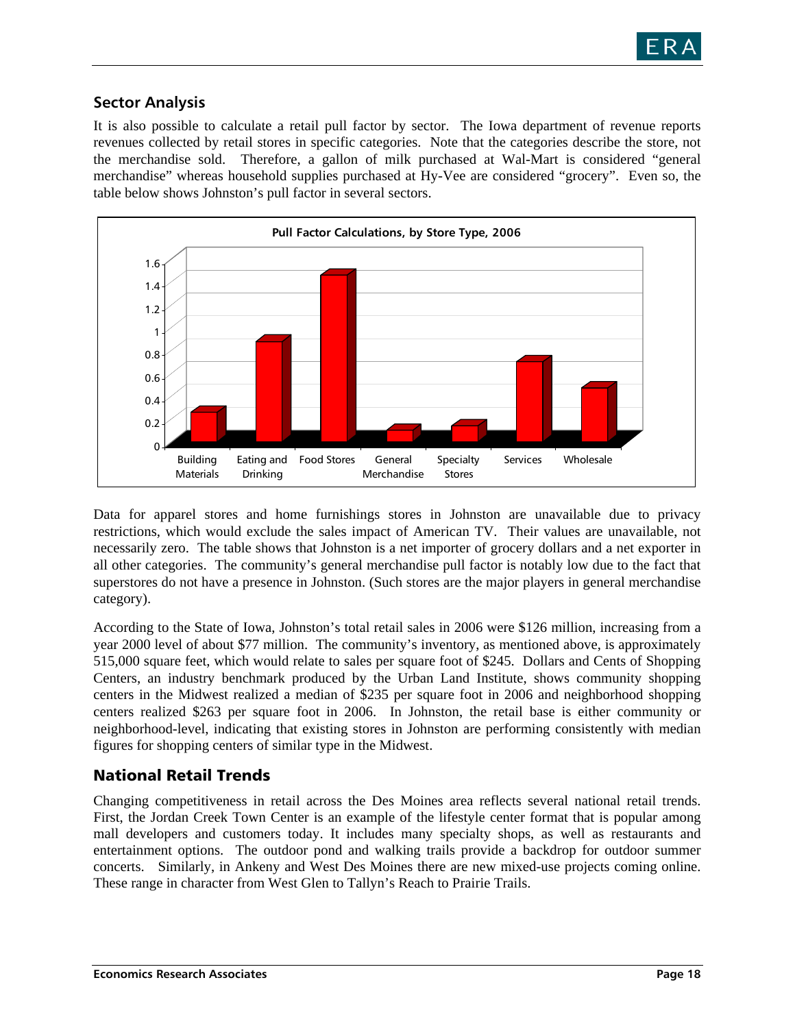## Sector Analysis

It is also possible to calculate a retail pull factor by sector. The Iowa department of revenue reports revenues collected by retail stores in specific categories. Note that the categories describe the store, not the merchandise sold. Therefore, a gallon of milk purchased at Wal-Mart is considered "general merchandise" whereas household supplies purchased at Hy-Vee are considered "grocery". Even so, the table below shows Johnston's pull factor in several sectors.

**Pull Factor Calculations, by Store Type, 2006**

| Store Type | Pull Factor (approx.) |
|---|---|
| Building Materials | 0.25 |
| Eating and Drinking | 0.87 |
| Food Stores | 1.45 |
| General Merchandise | 0.10 |
| Specialty Stores | 0.14 |
| Services | 0.70 |
| Wholesale | 0.47 |

Data for apparel stores and home furnishings stores in Johnston are unavailable due to privacy restrictions, which would exclude the sales impact of American TV. Their values are unavailable, not necessarily zero. The table shows that Johnston is a net importer of grocery dollars and a net exporter in all other categories. The community's general merchandise pull factor is notably low due to the fact that superstores do not have a presence in Johnston. (Such stores are the major players in general merchandise category).

According to the State of Iowa, Johnston's total retail sales in 2006 were $126 million, increasing from a year 2000 level of about $77 million. The community's inventory, as mentioned above, is approximately 515,000 square feet, which would relate to sales per square foot of $245. Dollars and Cents of Shopping Centers, an industry benchmark produced by the Urban Land Institute, shows community shopping centers in the Midwest realized a median of $235 per square foot in 2006 and neighborhood shopping centers realized $263 per square foot in 2006. In Johnston, the retail base is either community or neighborhood-level, indicating that existing stores in Johnston are performing consistently with median figures for shopping centers of similar type in the Midwest.

## National Retail Trends

Changing competitiveness in retail across the Des Moines area reflects several national retail trends. First, the Jordan Creek Town Center is an example of the lifestyle center format that is popular among mall developers and customers today. It includes many specialty shops, as well as restaurants and entertainment options. The outdoor pond and walking trails provide a backdrop for outdoor summer concerts. Similarly, in Ankeny and West Des Moines there are new mixed-use projects coming online. These range in character from West Glen to Tallyn's Reach to Prairie Trails.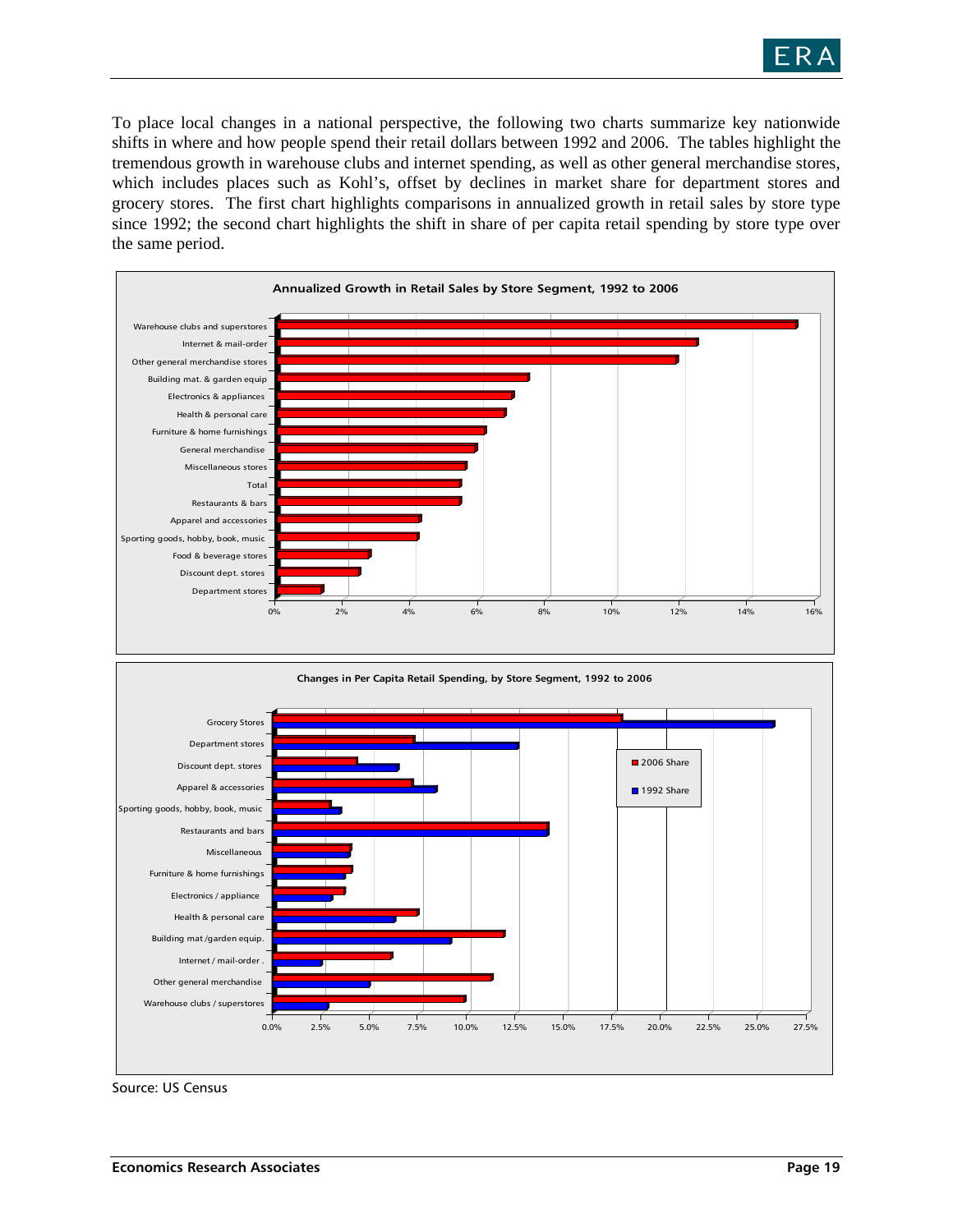To place local changes in a national perspective, the following two charts summarize key nationwide shifts in where and how people spend their retail dollars between 1992 and 2006. The tables highlight the tremendous growth in warehouse clubs and internet spending, as well as other general merchandise stores, which includes places such as Kohl's, offset by declines in market share for department stores and grocery stores. The first chart highlights comparisons in annualized growth in retail sales by store type since 1992; the second chart highlights the shift in share of per capita retail spending by store type over the same period.

**Annualized Growth in Retail Sales by Store Segment, 1992 to 2006**

| Store Segment | Annualized Growth (approx.) |
|---|---|
| Warehouse clubs and superstores | 15.4% |
| Internet & mail-order | 12.5% |
| Other general merchandise stores | 11.9% |
| Building mat. & garden equip | 7.4% |
| Electronics & appliances | 7.0% |
| Health & personal care | 6.8% |
| Furniture & home furnishings | 6.2% |
| General merchandise | 5.9% |
| Miscellaneous stores | 5.6% |
| Total | 5.5% |
| Restaurants & bars | 5.5% |
| Apparel and accessories | 4.3% |
| Sporting goods, hobby, book, music | 4.2% |
| Food & beverage stores | 2.8% |
| Discount dept. stores | 2.5% |
| Department stores | 1.4% |

**Changes in Per Capita Retail Spending, by Store Segment, 1992 to 2006**

| Store Segment | 2006 Share (approx.) | 1992 Share (approx.) |
|---|---|---|
| Grocery Stores | 18.0% | 25.8% |
| Department stores | 7.3% | 12.6% |
| Discount dept. stores | 4.3% | 6.5% |
| Apparel & accessories | 7.2% | 8.4% |
| Sporting goods, hobby, book, music | 3.0% | 3.5% |
| Restaurants and bars | 14.2% | 14.2% |
| Miscellaneous | 4.0% | 3.9% |
| Furniture & home furnishings | 4.1% | 3.7% |
| Electronics / appliance | 3.7% | 3.0% |
| Health & personal care | 7.5% | 6.3% |
| Building mat /garden equip. | 11.9% | 9.2% |
| Internet / mail-order . | 6.1% | 2.5% |
| Other general merchandise | 11.3% | 5.0% |
| Warehouse clubs / superstores | 9.9% | 2.8% |

Source: US Census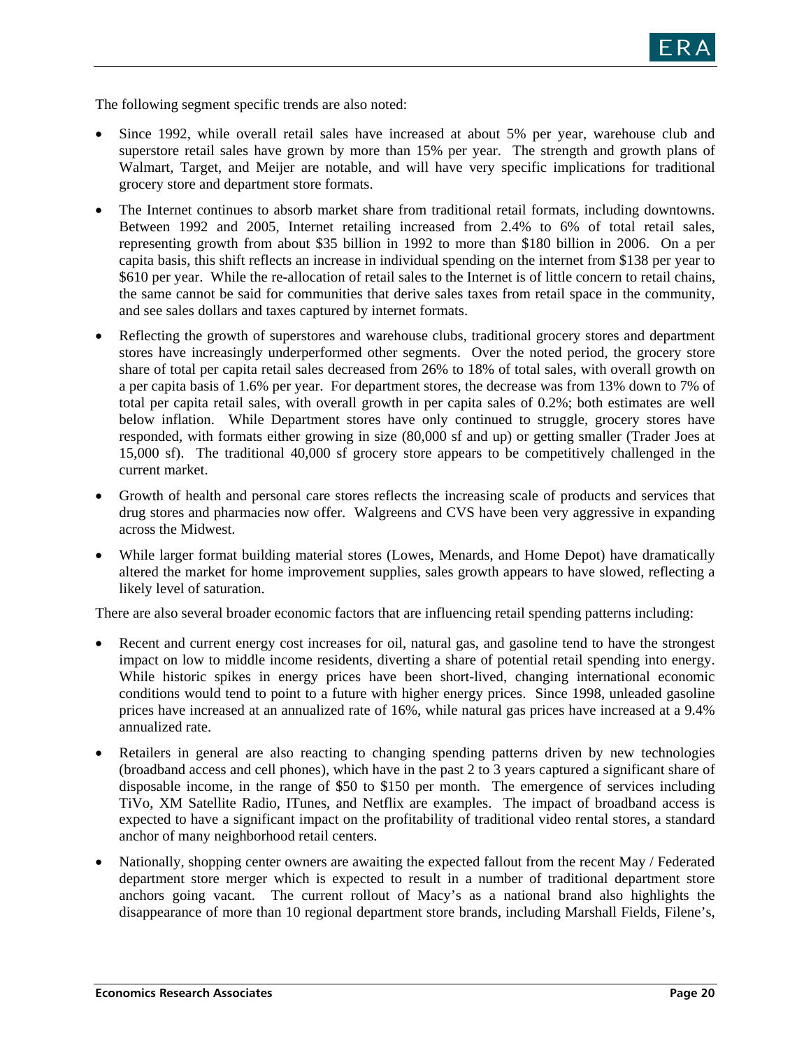The following segment specific trends are also noted:

- Since 1992, while overall retail sales have increased at about 5% per year, warehouse club and superstore retail sales have grown by more than 15% per year. The strength and growth plans of Walmart, Target, and Meijer are notable, and will have very specific implications for traditional grocery store and department store formats.
- The Internet continues to absorb market share from traditional retail formats, including downtowns. Between 1992 and 2005, Internet retailing increased from 2.4% to 6% of total retail sales, representing growth from about $35 billion in 1992 to more than $180 billion in 2006. On a per capita basis, this shift reflects an increase in individual spending on the internet from $138 per year to $610 per year. While the re-allocation of retail sales to the Internet is of little concern to retail chains, the same cannot be said for communities that derive sales taxes from retail space in the community, and see sales dollars and taxes captured by internet formats.
- Reflecting the growth of superstores and warehouse clubs, traditional grocery stores and department stores have increasingly underperformed other segments. Over the noted period, the grocery store share of total per capita retail sales decreased from 26% to 18% of total sales, with overall growth on a per capita basis of 1.6% per year. For department stores, the decrease was from 13% down to 7% of total per capita retail sales, with overall growth in per capita sales of 0.2%; both estimates are well below inflation. While Department stores have only continued to struggle, grocery stores have responded, with formats either growing in size (80,000 sf and up) or getting smaller (Trader Joes at 15,000 sf). The traditional 40,000 sf grocery store appears to be competitively challenged in the current market.
- Growth of health and personal care stores reflects the increasing scale of products and services that drug stores and pharmacies now offer. Walgreens and CVS have been very aggressive in expanding across the Midwest.
- While larger format building material stores (Lowes, Menards, and Home Depot) have dramatically altered the market for home improvement supplies, sales growth appears to have slowed, reflecting a likely level of saturation.

There are also several broader economic factors that are influencing retail spending patterns including:

- Recent and current energy cost increases for oil, natural gas, and gasoline tend to have the strongest impact on low to middle income residents, diverting a share of potential retail spending into energy. While historic spikes in energy prices have been short-lived, changing international economic conditions would tend to point to a future with higher energy prices. Since 1998, unleaded gasoline prices have increased at an annualized rate of 16%, while natural gas prices have increased at a 9.4% annualized rate.
- Retailers in general are also reacting to changing spending patterns driven by new technologies (broadband access and cell phones), which have in the past 2 to 3 years captured a significant share of disposable income, in the range of $50 to $150 per month. The emergence of services including TiVo, XM Satellite Radio, ITunes, and Netflix are examples. The impact of broadband access is expected to have a significant impact on the profitability of traditional video rental stores, a standard anchor of many neighborhood retail centers.
- Nationally, shopping center owners are awaiting the expected fallout from the recent May / Federated department store merger which is expected to result in a number of traditional department store anchors going vacant. The current rollout of Macy's as a national brand also highlights the disappearance of more than 10 regional department store brands, including Marshall Fields, Filene's,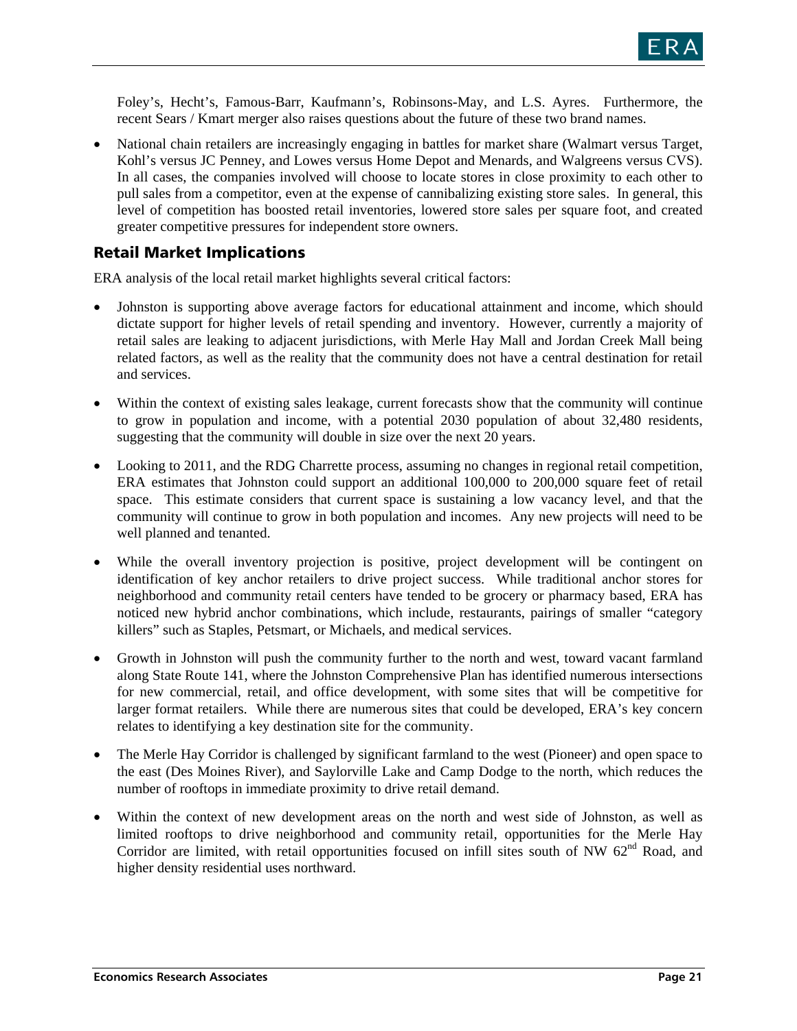Foley's, Hecht's, Famous-Barr, Kaufmann's, Robinsons-May, and L.S. Ayres. Furthermore, the recent Sears / Kmart merger also raises questions about the future of these two brand names.

- National chain retailers are increasingly engaging in battles for market share (Walmart versus Target, Kohl's versus JC Penney, and Lowes versus Home Depot and Menards, and Walgreens versus CVS). In all cases, the companies involved will choose to locate stores in close proximity to each other to pull sales from a competitor, even at the expense of cannibalizing existing store sales. In general, this level of competition has boosted retail inventories, lowered store sales per square foot, and created greater competitive pressures for independent store owners.

## Retail Market Implications

ERA analysis of the local retail market highlights several critical factors:

- Johnston is supporting above average factors for educational attainment and income, which should dictate support for higher levels of retail spending and inventory. However, currently a majority of retail sales are leaking to adjacent jurisdictions, with Merle Hay Mall and Jordan Creek Mall being related factors, as well as the reality that the community does not have a central destination for retail and services.
- Within the context of existing sales leakage, current forecasts show that the community will continue to grow in population and income, with a potential 2030 population of about 32,480 residents, suggesting that the community will double in size over the next 20 years.
- Looking to 2011, and the RDG Charrette process, assuming no changes in regional retail competition, ERA estimates that Johnston could support an additional 100,000 to 200,000 square feet of retail space. This estimate considers that current space is sustaining a low vacancy level, and that the community will continue to grow in both population and incomes. Any new projects will need to be well planned and tenanted.
- While the overall inventory projection is positive, project development will be contingent on identification of key anchor retailers to drive project success. While traditional anchor stores for neighborhood and community retail centers have tended to be grocery or pharmacy based, ERA has noticed new hybrid anchor combinations, which include, restaurants, pairings of smaller "category killers" such as Staples, Petsmart, or Michaels, and medical services.
- Growth in Johnston will push the community further to the north and west, toward vacant farmland along State Route 141, where the Johnston Comprehensive Plan has identified numerous intersections for new commercial, retail, and office development, with some sites that will be competitive for larger format retailers. While there are numerous sites that could be developed, ERA's key concern relates to identifying a key destination site for the community.
- The Merle Hay Corridor is challenged by significant farmland to the west (Pioneer) and open space to the east (Des Moines River), and Saylorville Lake and Camp Dodge to the north, which reduces the number of rooftops in immediate proximity to drive retail demand.
- Within the context of new development areas on the north and west side of Johnston, as well as limited rooftops to drive neighborhood and community retail, opportunities for the Merle Hay Corridor are limited, with retail opportunities focused on infill sites south of NW 62nd Road, and higher density residential uses northward.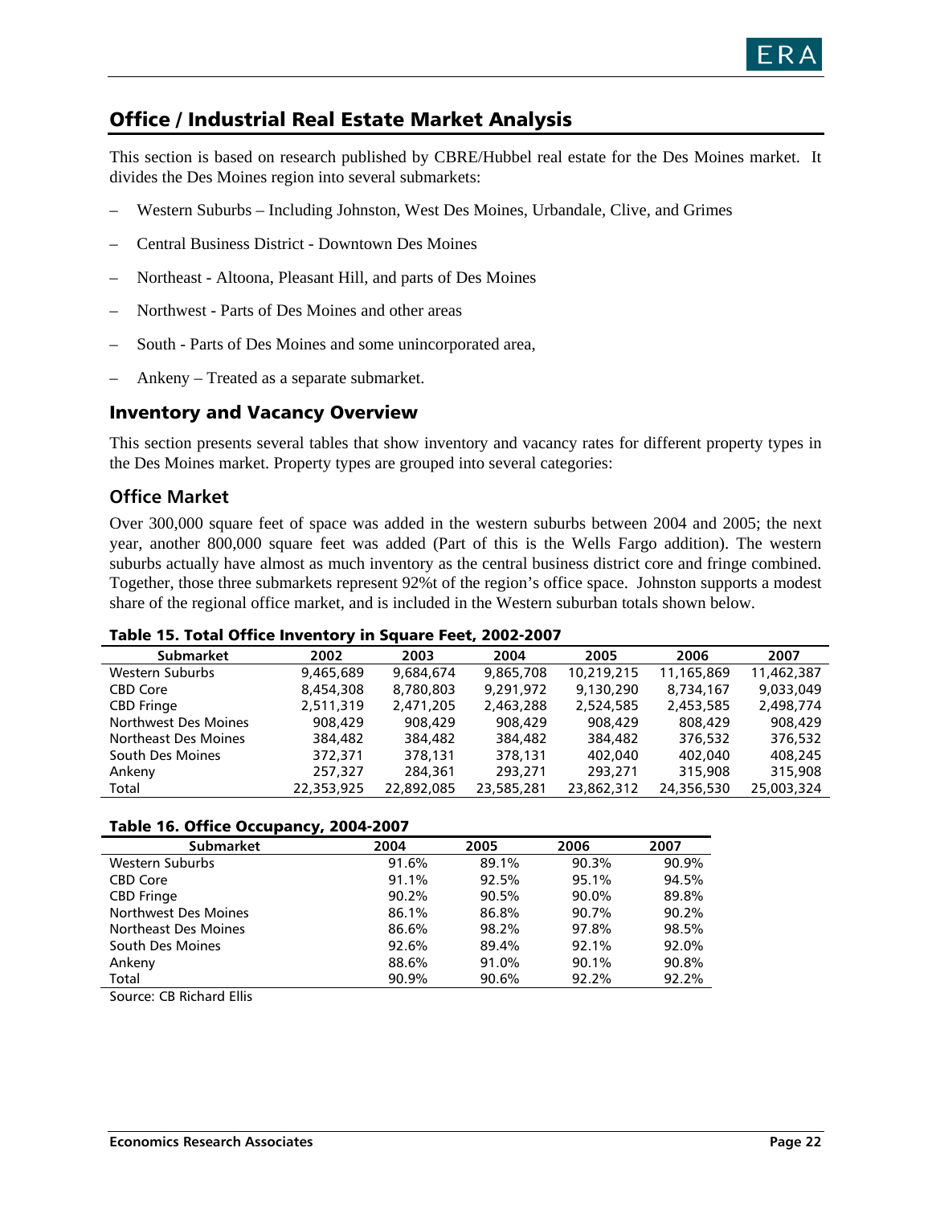## Office / Industrial Real Estate Market Analysis

This section is based on research published by CBRE/Hubbel real estate for the Des Moines market. It divides the Des Moines region into several submarkets:

- Western Suburbs – Including Johnston, West Des Moines, Urbandale, Clive, and Grimes
- Central Business District - Downtown Des Moines
- Northeast - Altoona, Pleasant Hill, and parts of Des Moines
- Northwest - Parts of Des Moines and other areas
- South - Parts of Des Moines and some unincorporated area,
- Ankeny – Treated as a separate submarket.

### Inventory and Vacancy Overview

This section presents several tables that show inventory and vacancy rates for different property types in the Des Moines market. Property types are grouped into several categories:

### Office Market

Over 300,000 square feet of space was added in the western suburbs between 2004 and 2005; the next year, another 800,000 square feet was added (Part of this is the Wells Fargo addition). The western suburbs actually have almost as much inventory as the central business district core and fringe combined. Together, those three submarkets represent 92%t of the region's office space. Johnston supports a modest share of the regional office market, and is included in the Western suburban totals shown below.

**Table 15. Total Office Inventory in Square Feet, 2002-2007**

| Submarket | 2002 | 2003 | 2004 | 2005 | 2006 | 2007 |
|---|---|---|---|---|---|---|
| Western Suburbs | 9,465,689 | 9,684,674 | 9,865,708 | 10,219,215 | 11,165,869 | 11,462,387 |
| CBD Core | 8,454,308 | 8,780,803 | 9,291,972 | 9,130,290 | 8,734,167 | 9,033,049 |
| CBD Fringe | 2,511,319 | 2,471,205 | 2,463,288 | 2,524,585 | 2,453,585 | 2,498,774 |
| Northwest Des Moines | 908,429 | 908,429 | 908,429 | 908,429 | 808,429 | 908,429 |
| Northeast Des Moines | 384,482 | 384,482 | 384,482 | 384,482 | 376,532 | 376,532 |
| South Des Moines | 372,371 | 378,131 | 378,131 | 402,040 | 402,040 | 408,245 |
| Ankeny | 257,327 | 284,361 | 293,271 | 293,271 | 315,908 | 315,908 |
| Total | 22,353,925 | 22,892,085 | 23,585,281 | 23,862,312 | 24,356,530 | 25,003,324 |

**Table 16. Office Occupancy, 2004-2007**

| Submarket | 2004 | 2005 | 2006 | 2007 |
|---|---|---|---|---|
| Western Suburbs | 91.6% | 89.1% | 90.3% | 90.9% |
| CBD Core | 91.1% | 92.5% | 95.1% | 94.5% |
| CBD Fringe | 90.2% | 90.5% | 90.0% | 89.8% |
| Northwest Des Moines | 86.1% | 86.8% | 90.7% | 90.2% |
| Northeast Des Moines | 86.6% | 98.2% | 97.8% | 98.5% |
| South Des Moines | 92.6% | 89.4% | 92.1% | 92.0% |
| Ankeny | 88.6% | 91.0% | 90.1% | 90.8% |
| Total | 90.9% | 90.6% | 92.2% | 92.2% |

Source: CB Richard Ellis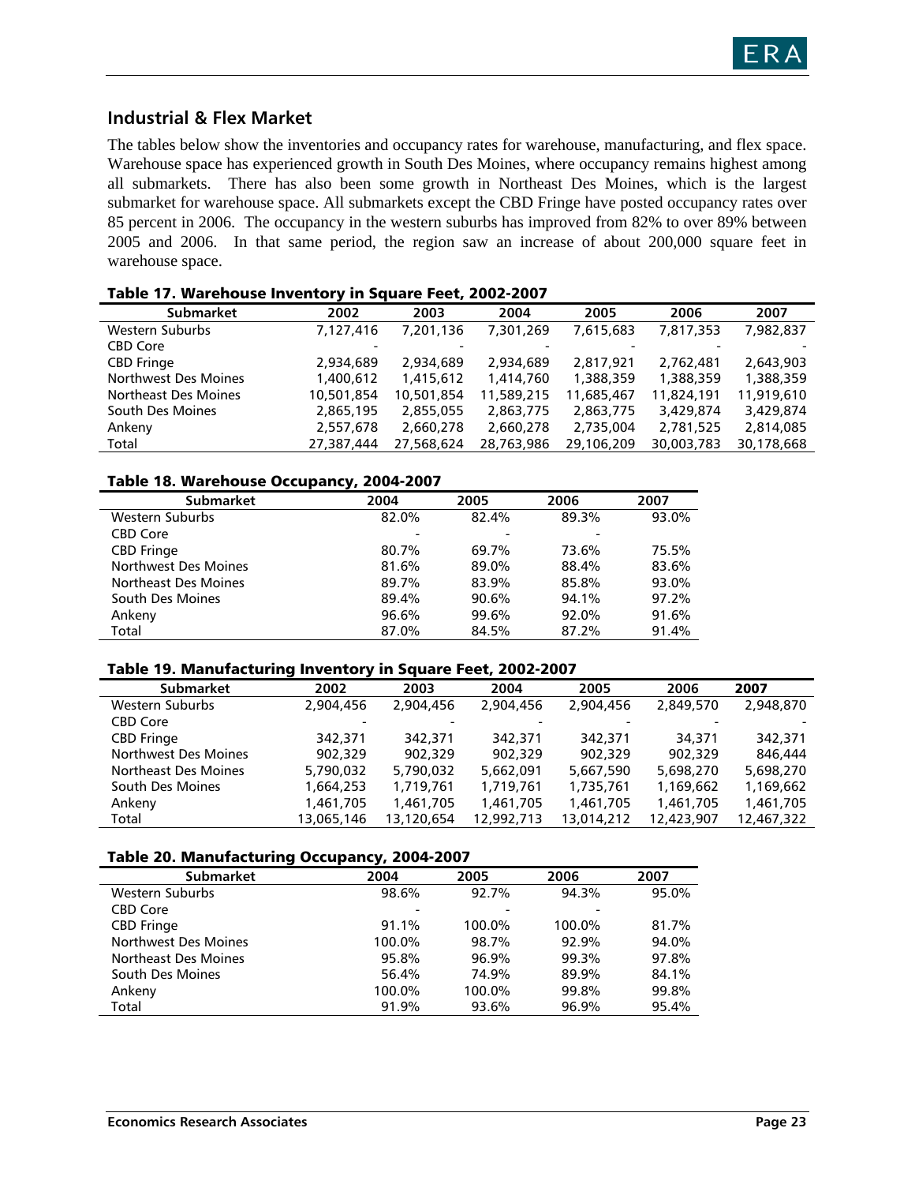## Industrial & Flex Market

The tables below show the inventories and occupancy rates for warehouse, manufacturing, and flex space. Warehouse space has experienced growth in South Des Moines, where occupancy remains highest among all submarkets. There has also been some growth in Northeast Des Moines, which is the largest submarket for warehouse space. All submarkets except the CBD Fringe have posted occupancy rates over 85 percent in 2006. The occupancy in the western suburbs has improved from 82% to over 89% between 2005 and 2006. In that same period, the region saw an increase of about 200,000 square feet in warehouse space.

**Table 17. Warehouse Inventory in Square Feet, 2002-2007**

| Submarket | 2002 | 2003 | 2004 | 2005 | 2006 | 2007 |
|---|---|---|---|---|---|---|
| Western Suburbs | 7,127,416 | 7,201,136 | 7,301,269 | 7,615,683 | 7,817,353 | 7,982,837 |
| CBD Core | - | - | - | - | - | - |
| CBD Fringe | 2,934,689 | 2,934,689 | 2,934,689 | 2,817,921 | 2,762,481 | 2,643,903 |
| Northwest Des Moines | 1,400,612 | 1,415,612 | 1,414,760 | 1,388,359 | 1,388,359 | 1,388,359 |
| Northeast Des Moines | 10,501,854 | 10,501,854 | 11,589,215 | 11,685,467 | 11,824,191 | 11,919,610 |
| South Des Moines | 2,865,195 | 2,855,055 | 2,863,775 | 2,863,775 | 3,429,874 | 3,429,874 |
| Ankeny | 2,557,678 | 2,660,278 | 2,660,278 | 2,735,004 | 2,781,525 | 2,814,085 |
| Total | 27,387,444 | 27,568,624 | 28,763,986 | 29,106,209 | 30,003,783 | 30,178,668 |

**Table 18. Warehouse Occupancy, 2004-2007**

| Submarket | 2004 | 2005 | 2006 | 2007 |
|---|---|---|---|---|
| Western Suburbs | 82.0% | 82.4% | 89.3% | 93.0% |
| CBD Core | - | - | - | |
| CBD Fringe | 80.7% | 69.7% | 73.6% | 75.5% |
| Northwest Des Moines | 81.6% | 89.0% | 88.4% | 83.6% |
| Northeast Des Moines | 89.7% | 83.9% | 85.8% | 93.0% |
| South Des Moines | 89.4% | 90.6% | 94.1% | 97.2% |
| Ankeny | 96.6% | 99.6% | 92.0% | 91.6% |
| Total | 87.0% | 84.5% | 87.2% | 91.4% |

**Table 19. Manufacturing Inventory in Square Feet, 2002-2007**

| Submarket | 2002 | 2003 | 2004 | 2005 | 2006 | 2007 |
|---|---|---|---|---|---|---|
| Western Suburbs | 2,904,456 | 2,904,456 | 2,904,456 | 2,904,456 | 2,849,570 | 2,948,870 |
| CBD Core | - | - | - | - | - | - |
| CBD Fringe | 342,371 | 342,371 | 342,371 | 342,371 | 34,371 | 342,371 |
| Northwest Des Moines | 902,329 | 902,329 | 902,329 | 902,329 | 902,329 | 846,444 |
| Northeast Des Moines | 5,790,032 | 5,790,032 | 5,662,091 | 5,667,590 | 5,698,270 | 5,698,270 |
| South Des Moines | 1,664,253 | 1,719,761 | 1,719,761 | 1,735,761 | 1,169,662 | 1,169,662 |
| Ankeny | 1,461,705 | 1,461,705 | 1,461,705 | 1,461,705 | 1,461,705 | 1,461,705 |
| Total | 13,065,146 | 13,120,654 | 12,992,713 | 13,014,212 | 12,423,907 | 12,467,322 |

**Table 20. Manufacturing Occupancy, 2004-2007**

| Submarket | 2004 | 2005 | 2006 | 2007 |
|---|---|---|---|---|
| Western Suburbs | 98.6% | 92.7% | 94.3% | 95.0% |
| CBD Core | - | - | - | |
| CBD Fringe | 91.1% | 100.0% | 100.0% | 81.7% |
| Northwest Des Moines | 100.0% | 98.7% | 92.9% | 94.0% |
| Northeast Des Moines | 95.8% | 96.9% | 99.3% | 97.8% |
| South Des Moines | 56.4% | 74.9% | 89.9% | 84.1% |
| Ankeny | 100.0% | 100.0% | 99.8% | 99.8% |
| Total | 91.9% | 93.6% | 96.9% | 95.4% |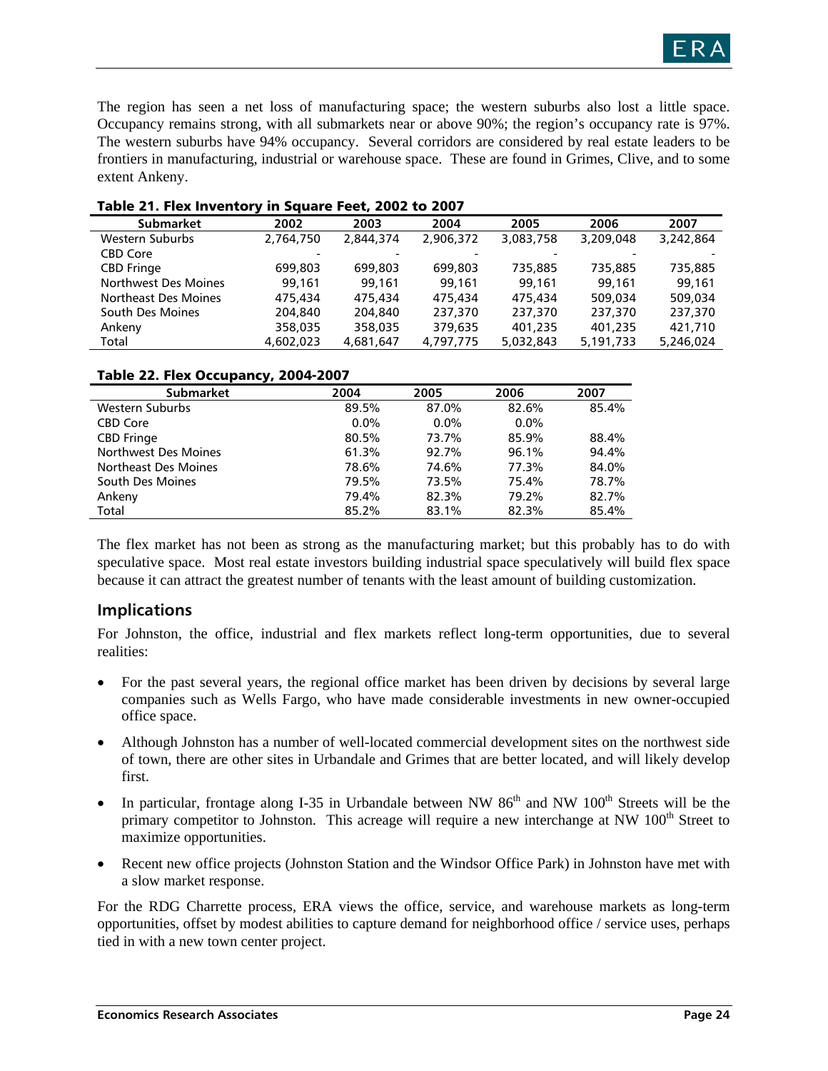The region has seen a net loss of manufacturing space; the western suburbs also lost a little space. Occupancy remains strong, with all submarkets near or above 90%; the region's occupancy rate is 97%. The western suburbs have 94% occupancy. Several corridors are considered by real estate leaders to be frontiers in manufacturing, industrial or warehouse space. These are found in Grimes, Clive, and to some extent Ankeny.

**Table 21. Flex Inventory in Square Feet, 2002 to 2007**

| Submarket | 2002 | 2003 | 2004 | 2005 | 2006 | 2007 |
|---|---|---|---|---|---|---|
| Western Suburbs | 2,764,750 | 2,844,374 | 2,906,372 | 3,083,758 | 3,209,048 | 3,242,864 |
| CBD Core | - | - | - | - | - | - |
| CBD Fringe | 699,803 | 699,803 | 699,803 | 735,885 | 735,885 | 735,885 |
| Northwest Des Moines | 99,161 | 99,161 | 99,161 | 99,161 | 99,161 | 99,161 |
| Northeast Des Moines | 475,434 | 475,434 | 475,434 | 475,434 | 509,034 | 509,034 |
| South Des Moines | 204,840 | 204,840 | 237,370 | 237,370 | 237,370 | 237,370 |
| Ankeny | 358,035 | 358,035 | 379,635 | 401,235 | 401,235 | 421,710 |
| Total | 4,602,023 | 4,681,647 | 4,797,775 | 5,032,843 | 5,191,733 | 5,246,024 |

**Table 22. Flex Occupancy, 2004-2007**

| Submarket | 2004 | 2005 | 2006 | 2007 |
|---|---|---|---|---|
| Western Suburbs | 89.5% | 87.0% | 82.6% | 85.4% |
| CBD Core | 0.0% | 0.0% | 0.0% | |
| CBD Fringe | 80.5% | 73.7% | 85.9% | 88.4% |
| Northwest Des Moines | 61.3% | 92.7% | 96.1% | 94.4% |
| Northeast Des Moines | 78.6% | 74.6% | 77.3% | 84.0% |
| South Des Moines | 79.5% | 73.5% | 75.4% | 78.7% |
| Ankeny | 79.4% | 82.3% | 79.2% | 82.7% |
| Total | 85.2% | 83.1% | 82.3% | 85.4% |

The flex market has not been as strong as the manufacturing market; but this probably has to do with speculative space. Most real estate investors building industrial space speculatively will build flex space because it can attract the greatest number of tenants with the least amount of building customization.

## Implications

For Johnston, the office, industrial and flex markets reflect long-term opportunities, due to several realities:

- For the past several years, the regional office market has been driven by decisions by several large companies such as Wells Fargo, who have made considerable investments in new owner-occupied office space.
- Although Johnston has a number of well-located commercial development sites on the northwest side of town, there are other sites in Urbandale and Grimes that are better located, and will likely develop first.
- In particular, frontage along I-35 in Urbandale between NW 86th and NW 100th Streets will be the primary competitor to Johnston. This acreage will require a new interchange at NW 100th Street to maximize opportunities.
- Recent new office projects (Johnston Station and the Windsor Office Park) in Johnston have met with a slow market response.

For the RDG Charrette process, ERA views the office, service, and warehouse markets as long-term opportunities, offset by modest abilities to capture demand for neighborhood office / service uses, perhaps tied in with a new town center project.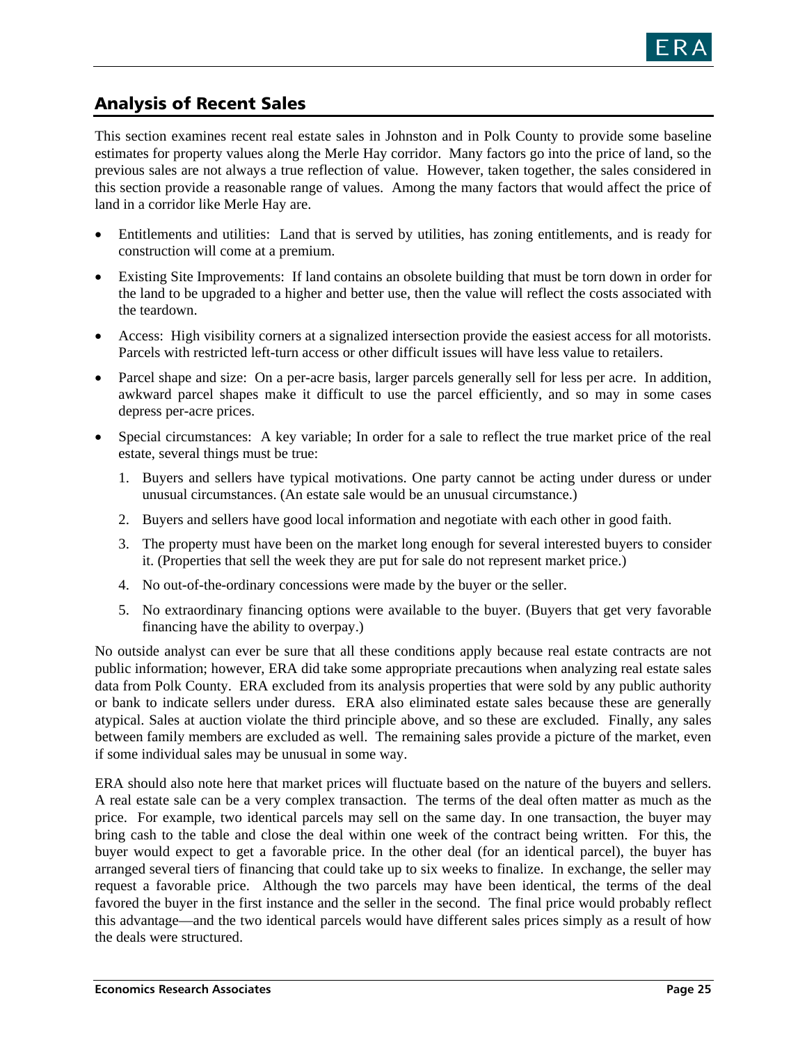## Analysis of Recent Sales

This section examines recent real estate sales in Johnston and in Polk County to provide some baseline estimates for property values along the Merle Hay corridor. Many factors go into the price of land, so the previous sales are not always a true reflection of value. However, taken together, the sales considered in this section provide a reasonable range of values. Among the many factors that would affect the price of land in a corridor like Merle Hay are.

- Entitlements and utilities: Land that is served by utilities, has zoning entitlements, and is ready for construction will come at a premium.
- Existing Site Improvements: If land contains an obsolete building that must be torn down in order for the land to be upgraded to a higher and better use, then the value will reflect the costs associated with the teardown.
- Access: High visibility corners at a signalized intersection provide the easiest access for all motorists. Parcels with restricted left-turn access or other difficult issues will have less value to retailers.
- Parcel shape and size: On a per-acre basis, larger parcels generally sell for less per acre. In addition, awkward parcel shapes make it difficult to use the parcel efficiently, and so may in some cases depress per-acre prices.
- Special circumstances: A key variable; In order for a sale to reflect the true market price of the real estate, several things must be true:
  1. Buyers and sellers have typical motivations. One party cannot be acting under duress or under unusual circumstances. (An estate sale would be an unusual circumstance.)
  2. Buyers and sellers have good local information and negotiate with each other in good faith.
  3. The property must have been on the market long enough for several interested buyers to consider it. (Properties that sell the week they are put for sale do not represent market price.)
  4. No out-of-the-ordinary concessions were made by the buyer or the seller.
  5. No extraordinary financing options were available to the buyer. (Buyers that get very favorable financing have the ability to overpay.)

No outside analyst can ever be sure that all these conditions apply because real estate contracts are not public information; however, ERA did take some appropriate precautions when analyzing real estate sales data from Polk County. ERA excluded from its analysis properties that were sold by any public authority or bank to indicate sellers under duress. ERA also eliminated estate sales because these are generally atypical. Sales at auction violate the third principle above, and so these are excluded. Finally, any sales between family members are excluded as well. The remaining sales provide a picture of the market, even if some individual sales may be unusual in some way.

ERA should also note here that market prices will fluctuate based on the nature of the buyers and sellers. A real estate sale can be a very complex transaction. The terms of the deal often matter as much as the price. For example, two identical parcels may sell on the same day. In one transaction, the buyer may bring cash to the table and close the deal within one week of the contract being written. For this, the buyer would expect to get a favorable price. In the other deal (for an identical parcel), the buyer has arranged several tiers of financing that could take up to six weeks to finalize. In exchange, the seller may request a favorable price. Although the two parcels may have been identical, the terms of the deal favored the buyer in the first instance and the seller in the second. The final price would probably reflect this advantage—and the two identical parcels would have different sales prices simply as a result of how the deals were structured.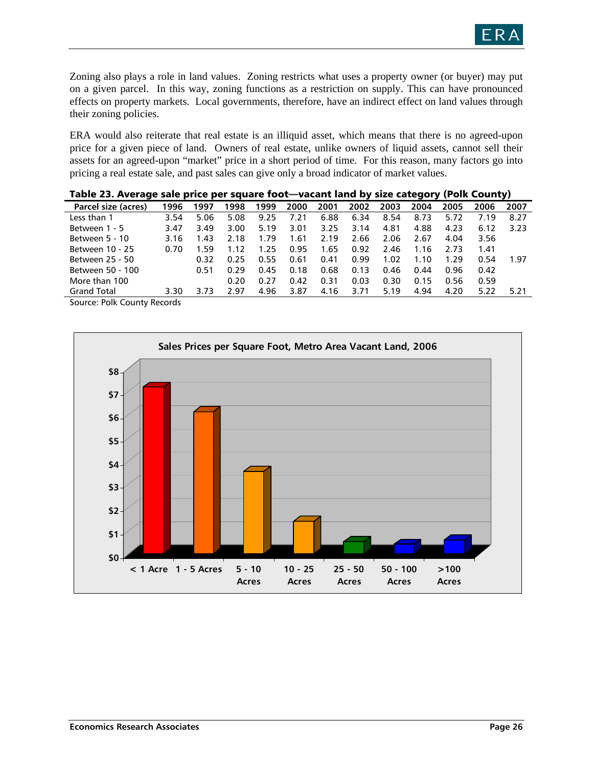Zoning also plays a role in land values. Zoning restricts what uses a property owner (or buyer) may put on a given parcel. In this way, zoning functions as a restriction on supply. This can have pronounced effects on property markets. Local governments, therefore, have an indirect effect on land values through their zoning policies.

ERA would also reiterate that real estate is an illiquid asset, which means that there is no agreed-upon price for a given piece of land. Owners of real estate, unlike owners of liquid assets, cannot sell their assets for an agreed-upon "market" price in a short period of time. For this reason, many factors go into pricing a real estate sale, and past sales can give only a broad indicator of market values.

**Table 23. Average sale price per square foot—vacant land by size category (Polk County)**

| Parcel size (acres) | 1996 | 1997 | 1998 | 1999 | 2000 | 2001 | 2002 | 2003 | 2004 | 2005 | 2006 | 2007 |
|---|---|---|---|---|---|---|---|---|---|---|---|---|
| Less than 1 | 3.54 | 5.06 | 5.08 | 9.25 | 7.21 | 6.88 | 6.34 | 8.54 | 8.73 | 5.72 | 7.19 | 8.27 |
| Between 1 - 5 | 3.47 | 3.49 | 3.00 | 5.19 | 3.01 | 3.25 | 3.14 | 4.81 | 4.88 | 4.23 | 6.12 | 3.23 |
| Between 5 - 10 | 3.16 | 1.43 | 2.18 | 1.79 | 1.61 | 2.19 | 2.66 | 2.06 | 2.67 | 4.04 | 3.56 | |
| Between 10 - 25 | 0.70 | 1.59 | 1.12 | 1.25 | 0.95 | 1.65 | 0.92 | 2.46 | 1.16 | 2.73 | 1.41 | |
| Between 25 - 50 | | 0.32 | 0.25 | 0.55 | 0.61 | 0.41 | 0.99 | 1.02 | 1.10 | 1.29 | 0.54 | 1.97 |
| Between 50 - 100 | | 0.51 | 0.29 | 0.45 | 0.18 | 0.68 | 0.13 | 0.46 | 0.44 | 0.96 | 0.42 | |
| More than 100 | | | 0.20 | 0.27 | 0.42 | 0.31 | 0.03 | 0.30 | 0.15 | 0.56 | 0.59 | |
| Grand Total | 3.30 | 3.73 | 2.97 | 4.96 | 3.87 | 4.16 | 3.71 | 5.19 | 4.94 | 4.20 | 5.22 | 5.21 |

Source: Polk County Records

**Sales Prices per Square Foot, Metro Area Vacant Land, 2006**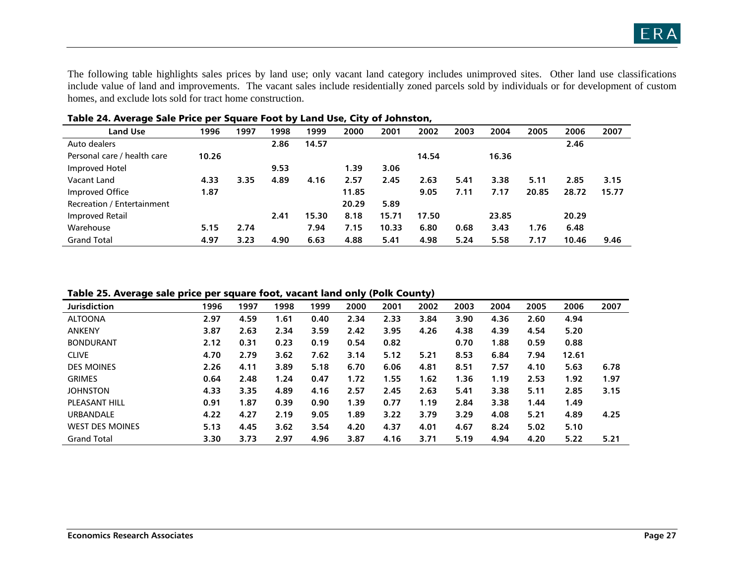The following table highlights sales prices by land use; only vacant land category includes unimproved sites. Other land use classifications include value of land and improvements. The vacant sales include residentially zoned parcels sold by individuals or for development of custom homes, and exclude lots sold for tract home construction.

**Table 24. Average Sale Price per Square Foot by Land Use, City of Johnston,**

| Land Use | 1996 | 1997 | 1998 | 1999 | 2000 | 2001 | 2002 | 2003 | 2004 | 2005 | 2006 | 2007 |
|---|---|---|---|---|---|---|---|---|---|---|---|---|
| Auto dealers | | | 2.86 | 14.57 | | | | | | | 2.46 | |
| Personal care / health care | 10.26 | | | | | | 14.54 | | 16.36 | | | |
| Improved Hotel | | | 9.53 | | 1.39 | 3.06 | | | | | | |
| Vacant Land | 4.33 | 3.35 | 4.89 | 4.16 | 2.57 | 2.45 | 2.63 | 5.41 | 3.38 | 5.11 | 2.85 | 3.15 |
| Improved Office | 1.87 | | | | 11.85 | | 9.05 | 7.11 | 7.17 | 20.85 | 28.72 | 15.77 |
| Recreation / Entertainment | | | | | 20.29 | 5.89 | | | | | | |
| Improved Retail | | | 2.41 | 15.30 | 8.18 | 15.71 | 17.50 | | 23.85 | | 20.29 | |
| Warehouse | 5.15 | 2.74 | | 7.94 | 7.15 | 10.33 | 6.80 | 0.68 | 3.43 | 1.76 | 6.48 | |
| Grand Total | 4.97 | 3.23 | 4.90 | 6.63 | 4.88 | 5.41 | 4.98 | 5.24 | 5.58 | 7.17 | 10.46 | 9.46 |

**Table 25. Average sale price per square foot, vacant land only (Polk County)**

| Jurisdiction | 1996 | 1997 | 1998 | 1999 | 2000 | 2001 | 2002 | 2003 | 2004 | 2005 | 2006 | 2007 |
|---|---|---|---|---|---|---|---|---|---|---|---|---|
| ALTOONA | 2.97 | 4.59 | 1.61 | 0.40 | 2.34 | 2.33 | 3.84 | 3.90 | 4.36 | 2.60 | 4.94 | |
| ANKENY | 3.87 | 2.63 | 2.34 | 3.59 | 2.42 | 3.95 | 4.26 | 4.38 | 4.39 | 4.54 | 5.20 | |
| BONDURANT | 2.12 | 0.31 | 0.23 | 0.19 | 0.54 | 0.82 | | 0.70 | 1.88 | 0.59 | 0.88 | |
| CLIVE | 4.70 | 2.79 | 3.62 | 7.62 | 3.14 | 5.12 | 5.21 | 8.53 | 6.84 | 7.94 | 12.61 | |
| DES MOINES | 2.26 | 4.11 | 3.89 | 5.18 | 6.70 | 6.06 | 4.81 | 8.51 | 7.57 | 4.10 | 5.63 | 6.78 |
| GRIMES | 0.64 | 2.48 | 1.24 | 0.47 | 1.72 | 1.55 | 1.62 | 1.36 | 1.19 | 2.53 | 1.92 | 1.97 |
| JOHNSTON | 4.33 | 3.35 | 4.89 | 4.16 | 2.57 | 2.45 | 2.63 | 5.41 | 3.38 | 5.11 | 2.85 | 3.15 |
| PLEASANT HILL | 0.91 | 1.87 | 0.39 | 0.90 | 1.39 | 0.77 | 1.19 | 2.84 | 3.38 | 1.44 | 1.49 | |
| URBANDALE | 4.22 | 4.27 | 2.19 | 9.05 | 1.89 | 3.22 | 3.79 | 3.29 | 4.08 | 5.21 | 4.89 | 4.25 |
| WEST DES MOINES | 5.13 | 4.45 | 3.62 | 3.54 | 4.20 | 4.37 | 4.01 | 4.67 | 8.24 | 5.02 | 5.10 | |
| Grand Total | 3.30 | 3.73 | 2.97 | 4.96 | 3.87 | 4.16 | 3.71 | 5.19 | 4.94 | 4.20 | 5.22 | 5.21 |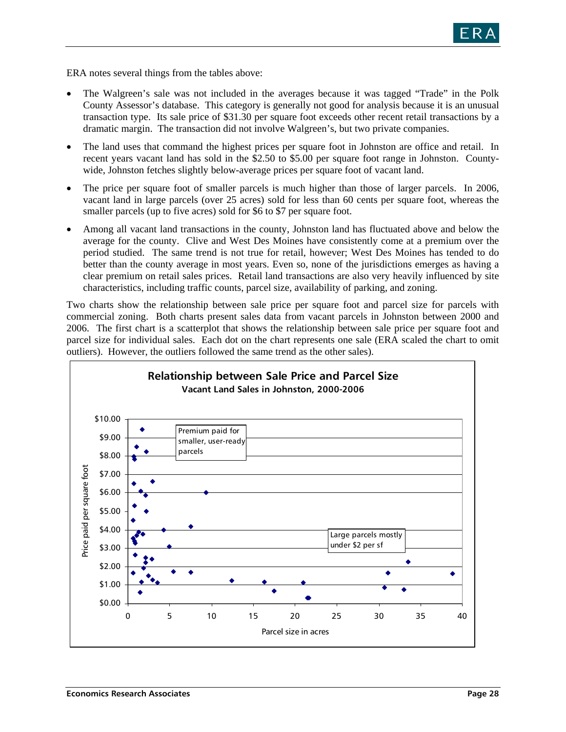ERA notes several things from the tables above:

- The Walgreen's sale was not included in the averages because it was tagged "Trade" in the Polk County Assessor's database. This category is generally not good for analysis because it is an unusual transaction type. Its sale price of $31.30 per square foot exceeds other recent retail transactions by a dramatic margin. The transaction did not involve Walgreen's, but two private companies.
- The land uses that command the highest prices per square foot in Johnston are office and retail. In recent years vacant land has sold in the $2.50 to $5.00 per square foot range in Johnston. County-wide, Johnston fetches slightly below-average prices per square foot of vacant land.
- The price per square foot of smaller parcels is much higher than those of larger parcels. In 2006, vacant land in large parcels (over 25 acres) sold for less than 60 cents per square foot, whereas the smaller parcels (up to five acres) sold for $6 to $7 per square foot.
- Among all vacant land transactions in the county, Johnston land has fluctuated above and below the average for the county. Clive and West Des Moines have consistently come at a premium over the period studied. The same trend is not true for retail, however; West Des Moines has tended to do better than the county average in most years. Even so, none of the jurisdictions emerges as having a clear premium on retail sales prices. Retail land transactions are also very heavily influenced by site characteristics, including traffic counts, parcel size, availability of parking, and zoning.

Two charts show the relationship between sale price per square foot and parcel size for parcels with commercial zoning. Both charts present sales data from vacant parcels in Johnston between 2000 and 2006. The first chart is a scatterplot that shows the relationship between sale price per square foot and parcel size for individual sales. Each dot on the chart represents one sale (ERA scaled the chart to omit outliers). However, the outliers followed the same trend as the other sales).

**Relationship between Sale Price and Parcel Size**
**Vacant Land Sales in Johnston, 2000-2006**

Y-axis: Price paid per square foot ($0.00 to $10.00)
X-axis: Parcel size in acres (0 to 40)

Annotations: "Premium paid for smaller, user-ready parcels"; "Large parcels mostly under $2 per sf"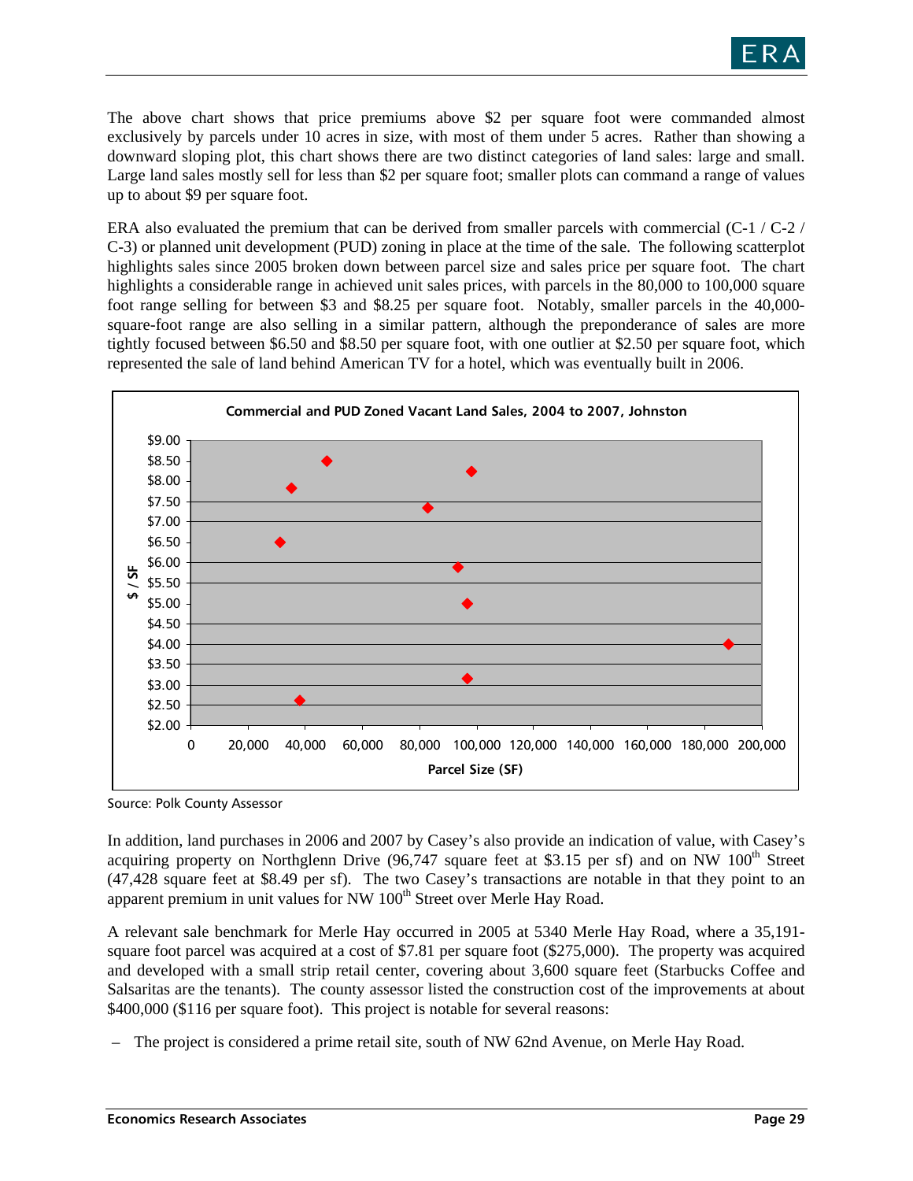The above chart shows that price premiums above $2 per square foot were commanded almost exclusively by parcels under 10 acres in size, with most of them under 5 acres. Rather than showing a downward sloping plot, this chart shows there are two distinct categories of land sales: large and small. Large land sales mostly sell for less than $2 per square foot; smaller plots can command a range of values up to about $9 per square foot.

ERA also evaluated the premium that can be derived from smaller parcels with commercial (C-1 / C-2 / C-3) or planned unit development (PUD) zoning in place at the time of the sale. The following scatterplot highlights sales since 2005 broken down between parcel size and sales price per square foot. The chart highlights a considerable range in achieved unit sales prices, with parcels in the 80,000 to 100,000 square foot range selling for between $3 and $8.25 per square foot. Notably, smaller parcels in the 40,000-square-foot range are also selling in a similar pattern, although the preponderance of sales are more tightly focused between $6.50 and $8.50 per square foot, with one outlier at $2.50 per square foot, which represented the sale of land behind American TV for a hotel, which was eventually built in 2006.

**Commercial and PUD Zoned Vacant Land Sales, 2004 to 2007, Johnston**

Source: Polk County Assessor

In addition, land purchases in 2006 and 2007 by Casey's also provide an indication of value, with Casey's acquiring property on Northglenn Drive (96,747 square feet at $3.15 per sf) and on NW 100th Street (47,428 square feet at $8.49 per sf). The two Casey's transactions are notable in that they point to an apparent premium in unit values for NW 100th Street over Merle Hay Road.

A relevant sale benchmark for Merle Hay occurred in 2005 at 5340 Merle Hay Road, where a 35,191-square foot parcel was acquired at a cost of $7.81 per square foot ($275,000). The property was acquired and developed with a small strip retail center, covering about 3,600 square feet (Starbucks Coffee and Salsaritas are the tenants). The county assessor listed the construction cost of the improvements at about $400,000 ($116 per square foot). This project is notable for several reasons:

- The project is considered a prime retail site, south of NW 62nd Avenue, on Merle Hay Road.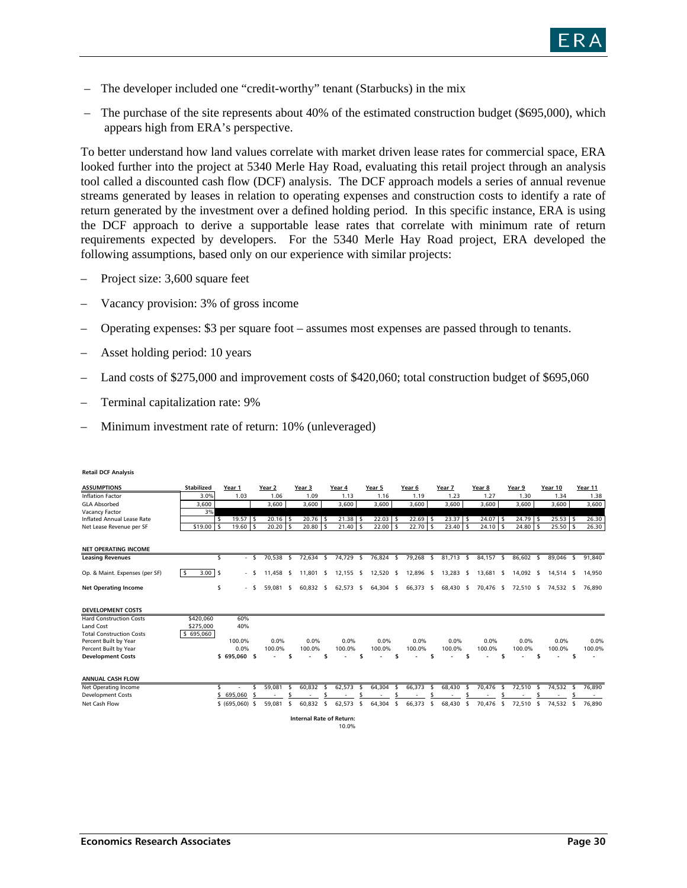– The developer included one "credit-worthy" tenant (Starbucks) in the mix

– The purchase of the site represents about 40% of the estimated construction budget ($695,000), which appears high from ERA's perspective.

To better understand how land values correlate with market driven lease rates for commercial space, ERA looked further into the project at 5340 Merle Hay Road, evaluating this retail project through an analysis tool called a discounted cash flow (DCF) analysis. The DCF approach models a series of annual revenue streams generated by leases in relation to operating expenses and construction costs to identify a rate of return generated by the investment over a defined holding period. In this specific instance, ERA is using the DCF approach to derive a supportable lease rates that correlate with minimum rate of return requirements expected by developers. For the 5340 Merle Hay Road project, ERA developed the following assumptions, based only on our experience with similar projects:

– Project size: 3,600 square feet

– Vacancy provision: 3% of gross income

– Operating expenses: $3 per square foot – assumes most expenses are passed through to tenants.

– Asset holding period: 10 years

– Land costs of $275,000 and improvement costs of $420,060; total construction budget of $695,060

– Terminal capitalization rate: 9%

– Minimum investment rate of return: 10% (unleveraged)

**Retail DCF Analysis**

| ASSUMPTIONS | Stabilized | Year 1 | Year 2 | Year 3 | Year 4 | Year 5 | Year 6 | Year 7 | Year 8 | Year 9 | Year 10 | Year 11 |
|---|---|---|---|---|---|---|---|---|---|---|---|---|
| Inflation Factor | 3.0% | 1.03 | 1.06 | 1.09 | 1.13 | 1.16 | 1.19 | 1.23 | 1.27 | 1.30 | 1.34 | 1.38 |
| GLA Absorbed | 3,600 | | 3,600 | 3,600 | 3,600 | 3,600 | 3,600 | 3,600 | 3,600 | 3,600 | 3,600 | 3,600 |
| Vacancy Factor | 3% | | | | | | | | | | | |
| Inflated Annual Lease Rate | | $ 19.57 | $ 20.16 | $ 20.76 | $ 21.38 | $ 22.03 | $ 22.69 | $ 23.37 | $ 24.07 | $ 24.79 | $ 25.53 | $ 26.30 |
| Net Lease Revenue per SF | $19.00 | $ 19.60 | $ 20.20 | $ 20.80 | $ 21.40 | $ 22.00 | $ 22.70 | $ 23.40 | $ 24.10 | $ 24.80 | $ 25.50 | $ 26.30 |
| **NET OPERATING INCOME** | | | | | | | | | | | | |
| **Leasing Revenues** | | $ - | $ 70,538 | $ 72,634 | $ 74,729 | $ 76,824 | $ 79,268 | $ 81,713 | $ 84,157 | $ 86,602 | $ 89,046 | $ 91,840 |
| Op. & Maint. Expenses (per SF) | $ 3.00 | $ - | $ 11,458 | $ 11,801 | $ 12,155 | $ 12,520 | $ 12,896 | $ 13,283 | $ 13,681 | $ 14,092 | $ 14,514 | $ 14,950 |
| **Net Operating Income** | | $ - | $ 59,081 | $ 60,832 | $ 62,573 | $ 64,304 | $ 66,373 | $ 68,430 | $ 70,476 | $ 72,510 | $ 74,532 | $ 76,890 |
| **DEVELOPMENT COSTS** | | | | | | | | | | | | |
| Hard Construction Costs | $420,060 | 60% | | | | | | | | | | |
| Land Cost | $275,000 | 40% | | | | | | | | | | |
| Total Construction Costs | $ 695,060 | | | | | | | | | | | |
| Percent Built by Year | | 100.0% | 0.0% | 0.0% | 0.0% | 0.0% | 0.0% | 0.0% | 0.0% | 0.0% | 0.0% | 0.0% |
| Percent Built by Year | | 0.0% | 100.0% | 100.0% | 100.0% | 100.0% | 100.0% | 100.0% | 100.0% | 100.0% | 100.0% | 100.0% |
| **Development Costs** | | $ 695,060 | $ - | $ - | $ - | $ - | $ - | $ - | $ - | $ - | $ - | $ - |
| **ANNUAL CASH FLOW** | | | | | | | | | | | | |
| Net Operating Income | | $ - | $ 59,081 | $ 60,832 | $ 62,573 | $ 64,304 | $ 66,373 | $ 68,430 | $ 70,476 | $ 72,510 | $ 74,532 | $ 76,890 |
| Development Costs | | $ 695,060 | $ - | $ - | $ - | $ - | $ - | $ - | $ - | $ - | $ - | $ - |
| Net Cash Flow | | $ (695,060) | $ 59,081 | $ 60,832 | $ 62,573 | $ 64,304 | $ 66,373 | $ 68,430 | $ 70,476 | $ 72,510 | $ 74,532 | $ 76,890 |

**Internal Rate of Return:** 10.0%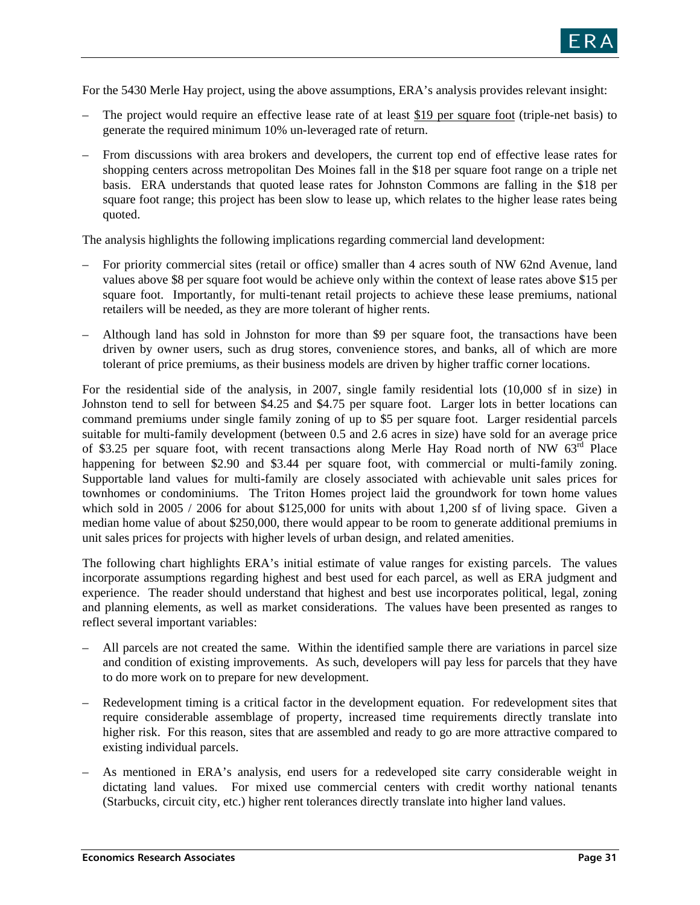For the 5430 Merle Hay project, using the above assumptions, ERA's analysis provides relevant insight:

- The project would require an effective lease rate of at least <u>$19 per square foot</u> (triple-net basis) to generate the required minimum 10% un-leveraged rate of return.
- From discussions with area brokers and developers, the current top end of effective lease rates for shopping centers across metropolitan Des Moines fall in the $18 per square foot range on a triple net basis. ERA understands that quoted lease rates for Johnston Commons are falling in the $18 per square foot range; this project has been slow to lease up, which relates to the higher lease rates being quoted.

The analysis highlights the following implications regarding commercial land development:

- For priority commercial sites (retail or office) smaller than 4 acres south of NW 62nd Avenue, land values above $8 per square foot would be achieve only within the context of lease rates above $15 per square foot. Importantly, for multi-tenant retail projects to achieve these lease premiums, national retailers will be needed, as they are more tolerant of higher rents.
- Although land has sold in Johnston for more than $9 per square foot, the transactions have been driven by owner users, such as drug stores, convenience stores, and banks, all of which are more tolerant of price premiums, as their business models are driven by higher traffic corner locations.

For the residential side of the analysis, in 2007, single family residential lots (10,000 sf in size) in Johnston tend to sell for between $4.25 and $4.75 per square foot. Larger lots in better locations can command premiums under single family zoning of up to $5 per square foot. Larger residential parcels suitable for multi-family development (between 0.5 and 2.6 acres in size) have sold for an average price of $3.25 per square foot, with recent transactions along Merle Hay Road north of NW 63rd Place happening for between $2.90 and $3.44 per square foot, with commercial or multi-family zoning. Supportable land values for multi-family are closely associated with achievable unit sales prices for townhomes or condominiums. The Triton Homes project laid the groundwork for town home values which sold in 2005 / 2006 for about $125,000 for units with about 1,200 sf of living space. Given a median home value of about $250,000, there would appear to be room to generate additional premiums in unit sales prices for projects with higher levels of urban design, and related amenities.

The following chart highlights ERA's initial estimate of value ranges for existing parcels. The values incorporate assumptions regarding highest and best used for each parcel, as well as ERA judgment and experience. The reader should understand that highest and best use incorporates political, legal, zoning and planning elements, as well as market considerations. The values have been presented as ranges to reflect several important variables:

- All parcels are not created the same. Within the identified sample there are variations in parcel size and condition of existing improvements. As such, developers will pay less for parcels that they have to do more work on to prepare for new development.
- Redevelopment timing is a critical factor in the development equation. For redevelopment sites that require considerable assemblage of property, increased time requirements directly translate into higher risk. For this reason, sites that are assembled and ready to go are more attractive compared to existing individual parcels.
- As mentioned in ERA's analysis, end users for a redeveloped site carry considerable weight in dictating land values. For mixed use commercial centers with credit worthy national tenants (Starbucks, circuit city, etc.) higher rent tolerances directly translate into higher land values.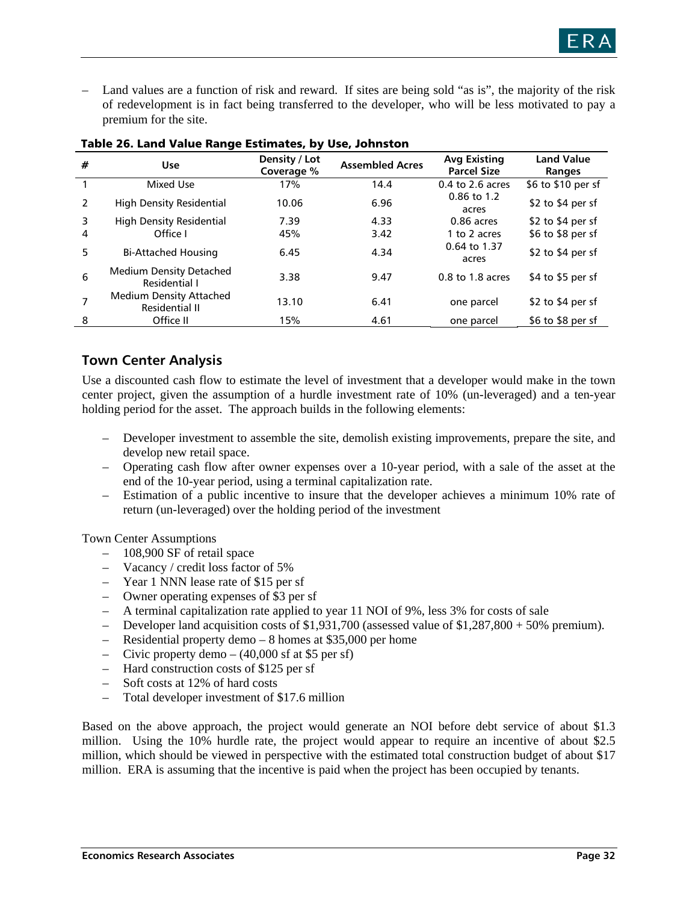– Land values are a function of risk and reward. If sites are being sold "as is", the majority of the risk of redevelopment is in fact being transferred to the developer, who will be less motivated to pay a premium for the site.

**Table 26. Land Value Range Estimates, by Use, Johnston**

| # | Use | Density / Lot Coverage % | Assembled Acres | Avg Existing Parcel Size | Land Value Ranges |
|---|---|---|---|---|---|
| 1 | Mixed Use | 17% | 14.4 | 0.4 to 2.6 acres | $6 to $10 per sf |
| 2 | High Density Residential | 10.06 | 6.96 | 0.86 to 1.2 acres | $2 to $4 per sf |
| 3 | High Density Residential | 7.39 | 4.33 | 0.86 acres | $2 to $4 per sf |
| 4 | Office I | 45% | 3.42 | 1 to 2 acres | $6 to $8 per sf |
| 5 | Bi-Attached Housing | 6.45 | 4.34 | 0.64 to 1.37 acres | $2 to $4 per sf |
| 6 | Medium Density Detached Residential I | 3.38 | 9.47 | 0.8 to 1.8 acres | $4 to $5 per sf |
| 7 | Medium Density Attached Residential II | 13.10 | 6.41 | one parcel | $2 to $4 per sf |
| 8 | Office II | 15% | 4.61 | one parcel | $6 to $8 per sf |

## Town Center Analysis

Use a discounted cash flow to estimate the level of investment that a developer would make in the town center project, given the assumption of a hurdle investment rate of 10% (un-leveraged) and a ten-year holding period for the asset. The approach builds in the following elements:

- Developer investment to assemble the site, demolish existing improvements, prepare the site, and develop new retail space.
- Operating cash flow after owner expenses over a 10-year period, with a sale of the asset at the end of the 10-year period, using a terminal capitalization rate.
- Estimation of a public incentive to insure that the developer achieves a minimum 10% rate of return (un-leveraged) over the holding period of the investment

Town Center Assumptions

- 108,900 SF of retail space
- Vacancy / credit loss factor of 5%
- Year 1 NNN lease rate of $15 per sf
- Owner operating expenses of $3 per sf
- A terminal capitalization rate applied to year 11 NOI of 9%, less 3% for costs of sale
- Developer land acquisition costs of $1,931,700 (assessed value of $1,287,800 + 50% premium).
- Residential property demo – 8 homes at $35,000 per home
- Civic property demo – (40,000 sf at $5 per sf)
- Hard construction costs of $125 per sf
- Soft costs at 12% of hard costs
- Total developer investment of $17.6 million

Based on the above approach, the project would generate an NOI before debt service of about $1.3 million. Using the 10% hurdle rate, the project would appear to require an incentive of about $2.5 million, which should be viewed in perspective with the estimated total construction budget of about $17 million. ERA is assuming that the incentive is paid when the project has been occupied by tenants.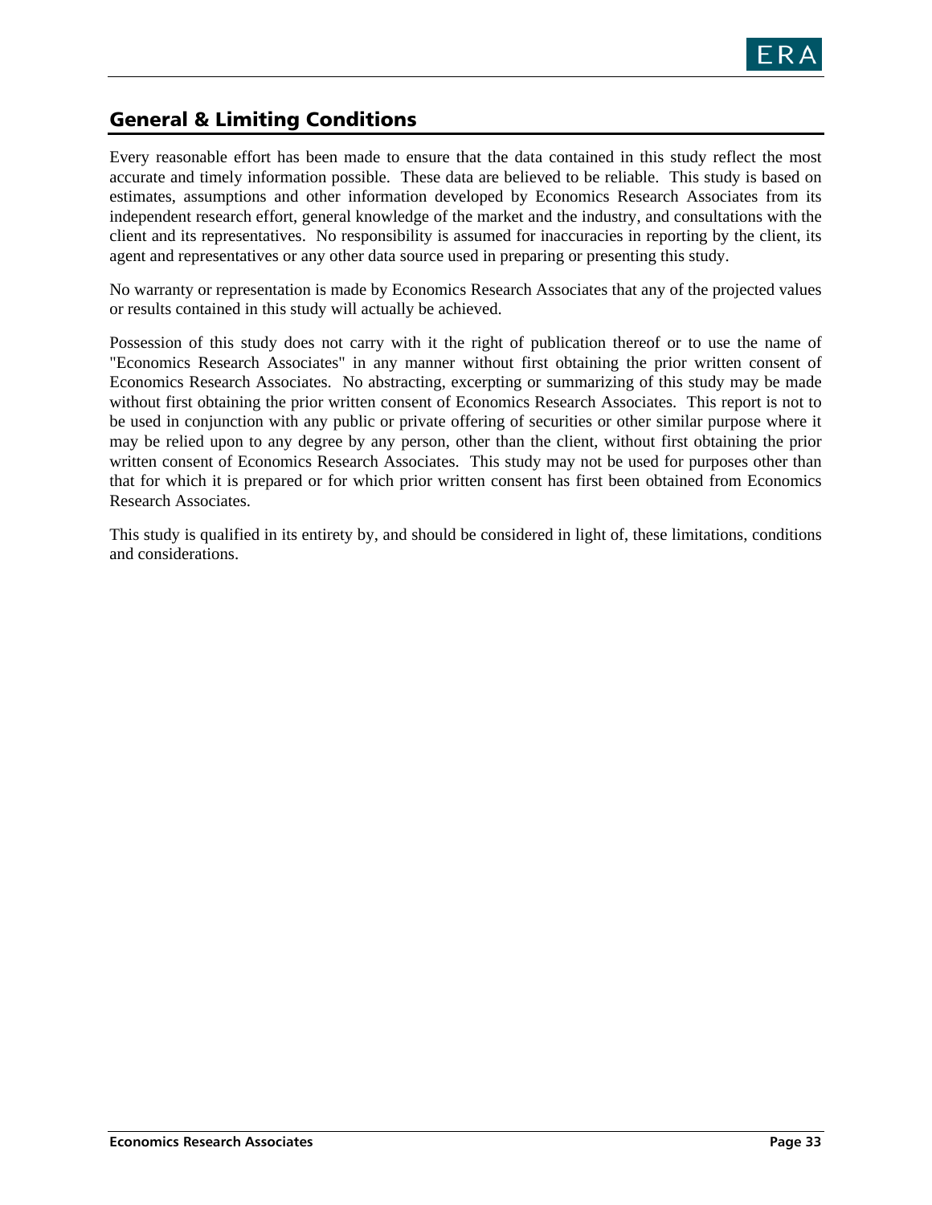## General & Limiting Conditions

Every reasonable effort has been made to ensure that the data contained in this study reflect the most accurate and timely information possible. These data are believed to be reliable. This study is based on estimates, assumptions and other information developed by Economics Research Associates from its independent research effort, general knowledge of the market and the industry, and consultations with the client and its representatives. No responsibility is assumed for inaccuracies in reporting by the client, its agent and representatives or any other data source used in preparing or presenting this study.

No warranty or representation is made by Economics Research Associates that any of the projected values or results contained in this study will actually be achieved.

Possession of this study does not carry with it the right of publication thereof or to use the name of "Economics Research Associates" in any manner without first obtaining the prior written consent of Economics Research Associates. No abstracting, excerpting or summarizing of this study may be made without first obtaining the prior written consent of Economics Research Associates. This report is not to be used in conjunction with any public or private offering of securities or other similar purpose where it may be relied upon to any degree by any person, other than the client, without first obtaining the prior written consent of Economics Research Associates. This study may not be used for purposes other than that for which it is prepared or for which prior written consent has first been obtained from Economics Research Associates.

This study is qualified in its entirety by, and should be considered in light of, these limitations, conditions and considerations.